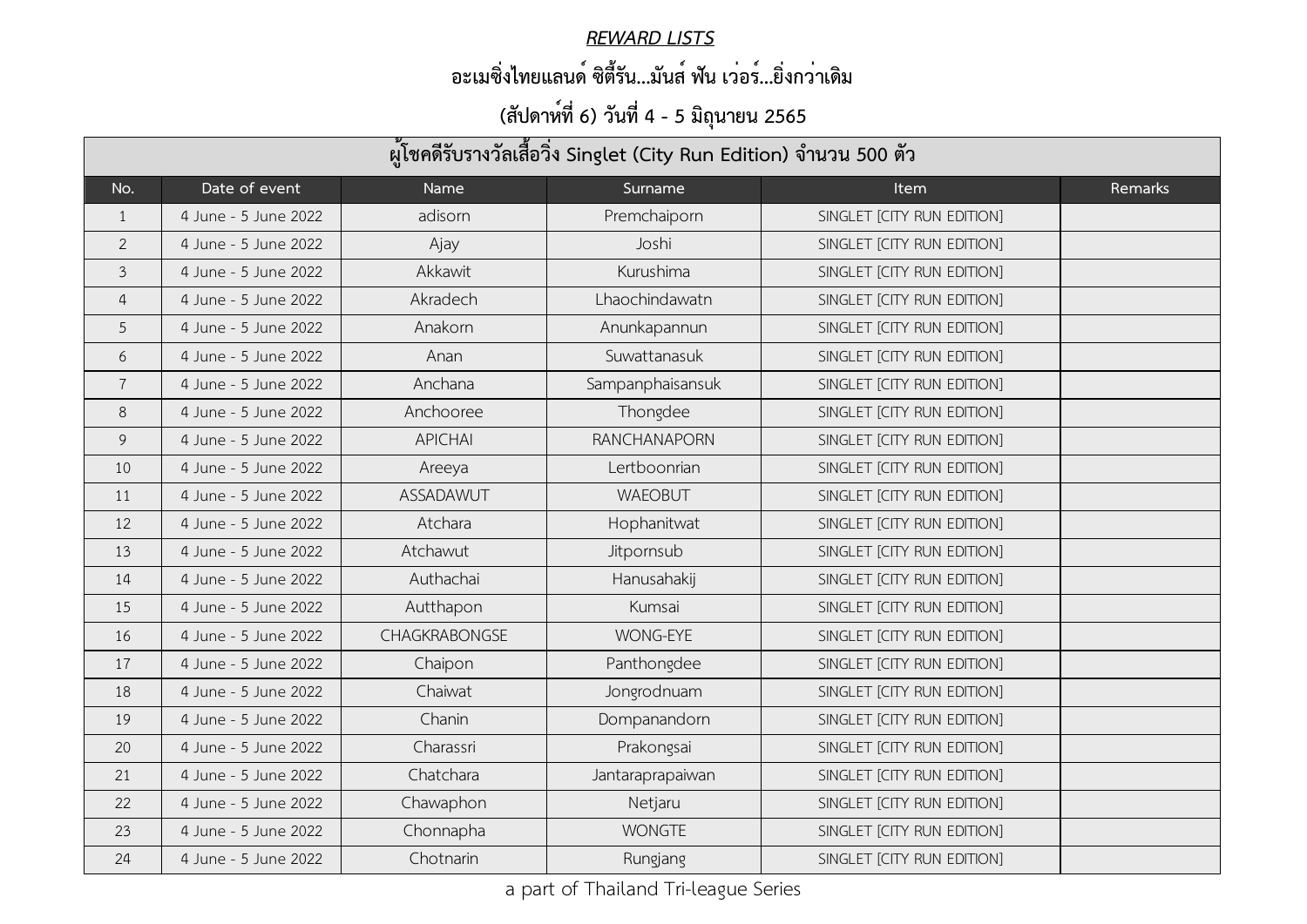***REWARD LISTS***

**อะเมซิ่งไทยแลนด์ ซิตี้รัน...มันส์ ฟัน เว่อร์...ยิ่งกว่าเดิม**

**(สัปดาห์ที่ 6) วันที่ 4 - 5 มิถุนายน 2565**

| ผู้โชคดีรับรางวัลเสื้อวิ่ง Singlet (City Run Edition) จำนวน 500 ตัว | | | | | |
|---|---|---|---|---|---|
| No. | Date of event | Name | Surname | Item | Remarks |
| 1 | 4 June - 5 June 2022 | adisorn | Premchaiporn | SINGLET [CITY RUN EDITION] | |
| 2 | 4 June - 5 June 2022 | Ajay | Joshi | SINGLET [CITY RUN EDITION] | |
| 3 | 4 June - 5 June 2022 | Akkawit | Kurushima | SINGLET [CITY RUN EDITION] | |
| 4 | 4 June - 5 June 2022 | Akradech | Lhaochindawatn | SINGLET [CITY RUN EDITION] | |
| 5 | 4 June - 5 June 2022 | Anakorn | Anunkapannun | SINGLET [CITY RUN EDITION] | |
| 6 | 4 June - 5 June 2022 | Anan | Suwattanasuk | SINGLET [CITY RUN EDITION] | |
| 7 | 4 June - 5 June 2022 | Anchana | Sampanphaisansuk | SINGLET [CITY RUN EDITION] | |
| 8 | 4 June - 5 June 2022 | Anchooree | Thongdee | SINGLET [CITY RUN EDITION] | |
| 9 | 4 June - 5 June 2022 | APICHAI | RANCHANAPORN | SINGLET [CITY RUN EDITION] | |
| 10 | 4 June - 5 June 2022 | Areeya | Lertboonrian | SINGLET [CITY RUN EDITION] | |
| 11 | 4 June - 5 June 2022 | ASSADAWUT | WAEOBUT | SINGLET [CITY RUN EDITION] | |
| 12 | 4 June - 5 June 2022 | Atchara | Hophanitwat | SINGLET [CITY RUN EDITION] | |
| 13 | 4 June - 5 June 2022 | Atchawut | Jitpornsub | SINGLET [CITY RUN EDITION] | |
| 14 | 4 June - 5 June 2022 | Authachai | Hanusahakij | SINGLET [CITY RUN EDITION] | |
| 15 | 4 June - 5 June 2022 | Autthapon | Kumsai | SINGLET [CITY RUN EDITION] | |
| 16 | 4 June - 5 June 2022 | CHAGKRABONGSE | WONG-EYE | SINGLET [CITY RUN EDITION] | |
| 17 | 4 June - 5 June 2022 | Chaipon | Panthongdee | SINGLET [CITY RUN EDITION] | |
| 18 | 4 June - 5 June 2022 | Chaiwat | Jongrodnuam | SINGLET [CITY RUN EDITION] | |
| 19 | 4 June - 5 June 2022 | Chanin | Dompanandorn | SINGLET [CITY RUN EDITION] | |
| 20 | 4 June - 5 June 2022 | Charassri | Prakongsai | SINGLET [CITY RUN EDITION] | |
| 21 | 4 June - 5 June 2022 | Chatchara | Jantaraprapaiwan | SINGLET [CITY RUN EDITION] | |
| 22 | 4 June - 5 June 2022 | Chawaphon | Netjaru | SINGLET [CITY RUN EDITION] | |
| 23 | 4 June - 5 June 2022 | Chonnapha | WONGTE | SINGLET [CITY RUN EDITION] | |
| 24 | 4 June - 5 June 2022 | Chotnarin | Rungjang | SINGLET [CITY RUN EDITION] | |

a part of Thailand Tri-league Series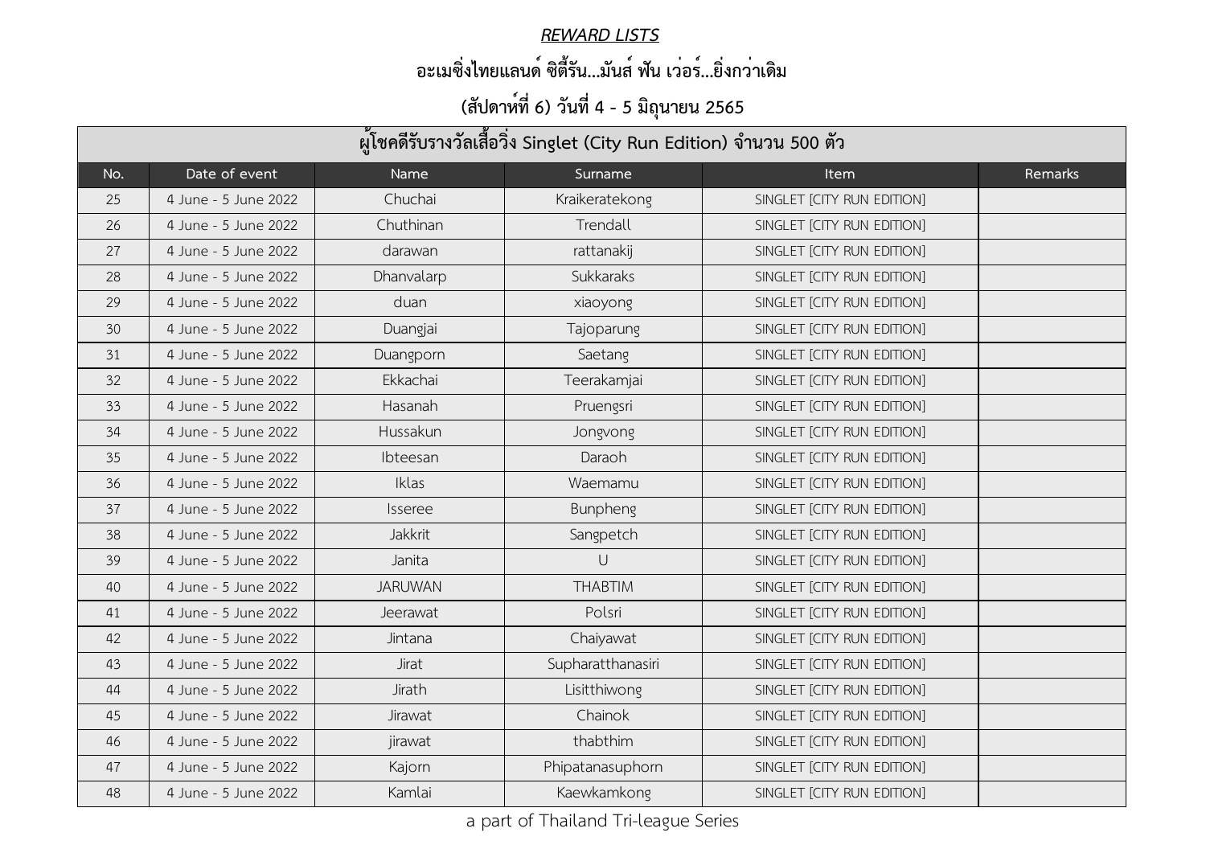***REWARD LISTS***

**อะเมซิ่งไทยแลนด์ ซิตี้รัน...มันส์ ฟัน เว่อร์...ยิ่งกว่าเดิม**

**(สัปดาห์ที่ 6) วันที่ 4 - 5 มิถุนายน 2565**

| ผู้โชคดีรับรางวัลเสื้อวิ่ง Singlet (City Run Edition) จำนวน 500 ตัว | | | | | |
|---|---|---|---|---|---|
| No. | Date of event | Name | Surname | Item | Remarks |
| 25 | 4 June - 5 June 2022 | Chuchai | Kraikeratekong | SINGLET [CITY RUN EDITION] | |
| 26 | 4 June - 5 June 2022 | Chuthinan | Trendall | SINGLET [CITY RUN EDITION] | |
| 27 | 4 June - 5 June 2022 | darawan | rattanakij | SINGLET [CITY RUN EDITION] | |
| 28 | 4 June - 5 June 2022 | Dhanvalarp | Sukkaraks | SINGLET [CITY RUN EDITION] | |
| 29 | 4 June - 5 June 2022 | duan | xiaoyong | SINGLET [CITY RUN EDITION] | |
| 30 | 4 June - 5 June 2022 | Duangjai | Tajoparung | SINGLET [CITY RUN EDITION] | |
| 31 | 4 June - 5 June 2022 | Duangporn | Saetang | SINGLET [CITY RUN EDITION] | |
| 32 | 4 June - 5 June 2022 | Ekkachai | Teerakamjai | SINGLET [CITY RUN EDITION] | |
| 33 | 4 June - 5 June 2022 | Hasanah | Pruengsri | SINGLET [CITY RUN EDITION] | |
| 34 | 4 June - 5 June 2022 | Hussakun | Jongvong | SINGLET [CITY RUN EDITION] | |
| 35 | 4 June - 5 June 2022 | Ibteesan | Daraoh | SINGLET [CITY RUN EDITION] | |
| 36 | 4 June - 5 June 2022 | Iklas | Waemamu | SINGLET [CITY RUN EDITION] | |
| 37 | 4 June - 5 June 2022 | Isseree | Bunpheng | SINGLET [CITY RUN EDITION] | |
| 38 | 4 June - 5 June 2022 | Jakkrit | Sangpetch | SINGLET [CITY RUN EDITION] | |
| 39 | 4 June - 5 June 2022 | Janita | U | SINGLET [CITY RUN EDITION] | |
| 40 | 4 June - 5 June 2022 | JARUWAN | THABTIM | SINGLET [CITY RUN EDITION] | |
| 41 | 4 June - 5 June 2022 | Jeerawat | Polsri | SINGLET [CITY RUN EDITION] | |
| 42 | 4 June - 5 June 2022 | Jintana | Chaiyawat | SINGLET [CITY RUN EDITION] | |
| 43 | 4 June - 5 June 2022 | Jirat | Supharatthanasiri | SINGLET [CITY RUN EDITION] | |
| 44 | 4 June - 5 June 2022 | Jirath | Lisitthiwong | SINGLET [CITY RUN EDITION] | |
| 45 | 4 June - 5 June 2022 | Jirawat | Chainok | SINGLET [CITY RUN EDITION] | |
| 46 | 4 June - 5 June 2022 | jirawat | thabthim | SINGLET [CITY RUN EDITION] | |
| 47 | 4 June - 5 June 2022 | Kajorn | Phipatanasuphorn | SINGLET [CITY RUN EDITION] | |
| 48 | 4 June - 5 June 2022 | Kamlai | Kaewkamkong | SINGLET [CITY RUN EDITION] | |

a part of Thailand Tri-league Series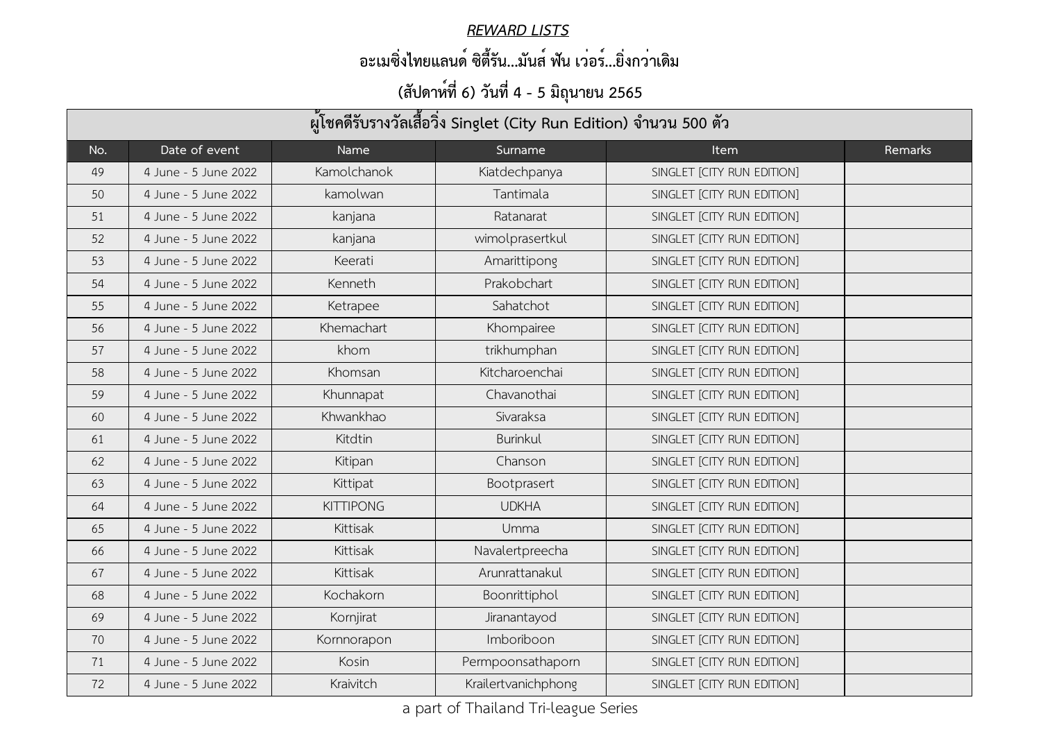***REWARD LISTS***

**อะเมซิ่งไทยแลนด์ ซิตี้รัน...มันส์ ฟัน เว่อร์...ยิ่งกว่าเดิม**

**(สัปดาห์ที่ 6) วันที่ 4 - 5 มิถุนายน 2565**

| ผู้โชคดีรับรางวัลเสื้อวิ่ง Singlet (City Run Edition) จำนวน 500 ตัว | | | | | |
|---|---|---|---|---|---|
| No. | Date of event | Name | Surname | Item | Remarks |
| 49 | 4 June - 5 June 2022 | Kamolchanok | Kiatdechpanya | SINGLET [CITY RUN EDITION] | |
| 50 | 4 June - 5 June 2022 | kamolwan | Tantimala | SINGLET [CITY RUN EDITION] | |
| 51 | 4 June - 5 June 2022 | kanjana | Ratanarat | SINGLET [CITY RUN EDITION] | |
| 52 | 4 June - 5 June 2022 | kanjana | wimolprasertkul | SINGLET [CITY RUN EDITION] | |
| 53 | 4 June - 5 June 2022 | Keerati | Amarittipong | SINGLET [CITY RUN EDITION] | |
| 54 | 4 June - 5 June 2022 | Kenneth | Prakobchart | SINGLET [CITY RUN EDITION] | |
| 55 | 4 June - 5 June 2022 | Ketrapee | Sahatchot | SINGLET [CITY RUN EDITION] | |
| 56 | 4 June - 5 June 2022 | Khemachart | Khompairee | SINGLET [CITY RUN EDITION] | |
| 57 | 4 June - 5 June 2022 | khom | trikhumphan | SINGLET [CITY RUN EDITION] | |
| 58 | 4 June - 5 June 2022 | Khomsan | Kitcharoenchai | SINGLET [CITY RUN EDITION] | |
| 59 | 4 June - 5 June 2022 | Khunnapat | Chavanothai | SINGLET [CITY RUN EDITION] | |
| 60 | 4 June - 5 June 2022 | Khwankhao | Sivaraksa | SINGLET [CITY RUN EDITION] | |
| 61 | 4 June - 5 June 2022 | Kitdtin | Burinkul | SINGLET [CITY RUN EDITION] | |
| 62 | 4 June - 5 June 2022 | Kitipan | Chanson | SINGLET [CITY RUN EDITION] | |
| 63 | 4 June - 5 June 2022 | Kittipat | Bootprasert | SINGLET [CITY RUN EDITION] | |
| 64 | 4 June - 5 June 2022 | KITTIPONG | UDKHA | SINGLET [CITY RUN EDITION] | |
| 65 | 4 June - 5 June 2022 | Kittisak | Umma | SINGLET [CITY RUN EDITION] | |
| 66 | 4 June - 5 June 2022 | Kittisak | Navalertpreecha | SINGLET [CITY RUN EDITION] | |
| 67 | 4 June - 5 June 2022 | Kittisak | Arunrattanakul | SINGLET [CITY RUN EDITION] | |
| 68 | 4 June - 5 June 2022 | Kochakorn | Boonrittiphol | SINGLET [CITY RUN EDITION] | |
| 69 | 4 June - 5 June 2022 | Kornjirat | Jiranantayod | SINGLET [CITY RUN EDITION] | |
| 70 | 4 June - 5 June 2022 | Kornnorapon | Imboriboon | SINGLET [CITY RUN EDITION] | |
| 71 | 4 June - 5 June 2022 | Kosin | Permpoonsathaporn | SINGLET [CITY RUN EDITION] | |
| 72 | 4 June - 5 June 2022 | Kraivitch | Krailertvanichphong | SINGLET [CITY RUN EDITION] | |

a part of Thailand Tri-league Series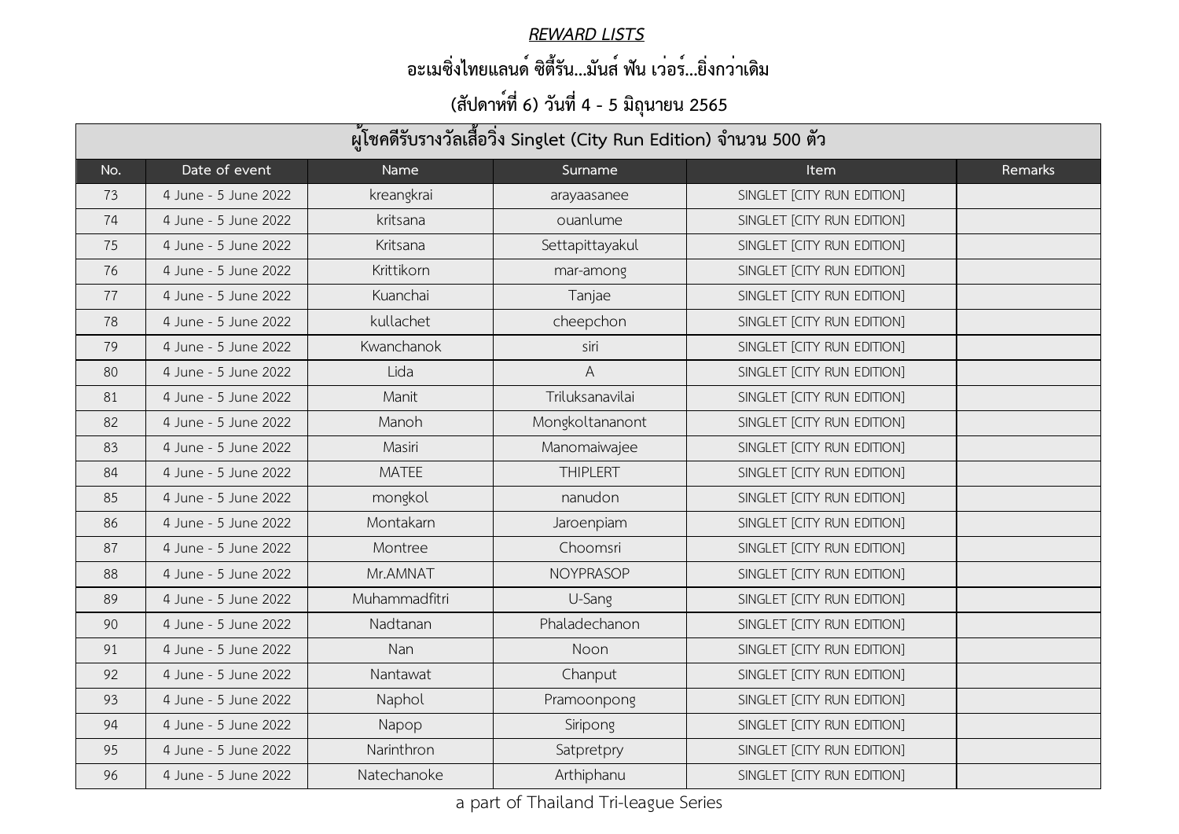***REWARD LISTS***

**อะเมซิ่งไทยแลนด์ ซิตี้รัน...มันส์ ฟัน เว่อร์...ยิ่งกว่าเดิม**

**(สัปดาห์ที่ 6) วันที่ 4 - 5 มิถุนายน 2565**

| ผู้โชคดีรับรางวัลเสื้อวิ่ง Singlet (City Run Edition) จำนวน 500 ตัว | | | | | |
|---|---|---|---|---|---|
| No. | Date of event | Name | Surname | Item | Remarks |
| 73 | 4 June - 5 June 2022 | kreangkrai | arayaasanee | SINGLET [CITY RUN EDITION] | |
| 74 | 4 June - 5 June 2022 | kritsana | ouanlume | SINGLET [CITY RUN EDITION] | |
| 75 | 4 June - 5 June 2022 | Kritsana | Settapittayakul | SINGLET [CITY RUN EDITION] | |
| 76 | 4 June - 5 June 2022 | Krittikorn | mar-among | SINGLET [CITY RUN EDITION] | |
| 77 | 4 June - 5 June 2022 | Kuanchai | Tanjae | SINGLET [CITY RUN EDITION] | |
| 78 | 4 June - 5 June 2022 | kullachet | cheepchon | SINGLET [CITY RUN EDITION] | |
| 79 | 4 June - 5 June 2022 | Kwanchanok | siri | SINGLET [CITY RUN EDITION] | |
| 80 | 4 June - 5 June 2022 | Lida | A | SINGLET [CITY RUN EDITION] | |
| 81 | 4 June - 5 June 2022 | Manit | Triluksanavilai | SINGLET [CITY RUN EDITION] | |
| 82 | 4 June - 5 June 2022 | Manoh | Mongkoltananont | SINGLET [CITY RUN EDITION] | |
| 83 | 4 June - 5 June 2022 | Masiri | Manomaiwajee | SINGLET [CITY RUN EDITION] | |
| 84 | 4 June - 5 June 2022 | MATEE | THIPLERT | SINGLET [CITY RUN EDITION] | |
| 85 | 4 June - 5 June 2022 | mongkol | nanudon | SINGLET [CITY RUN EDITION] | |
| 86 | 4 June - 5 June 2022 | Montakarn | Jaroenpiam | SINGLET [CITY RUN EDITION] | |
| 87 | 4 June - 5 June 2022 | Montree | Choomsri | SINGLET [CITY RUN EDITION] | |
| 88 | 4 June - 5 June 2022 | Mr.AMNAT | NOYPRASOP | SINGLET [CITY RUN EDITION] | |
| 89 | 4 June - 5 June 2022 | Muhammadfitri | U-Sang | SINGLET [CITY RUN EDITION] | |
| 90 | 4 June - 5 June 2022 | Nadtanan | Phaladechanon | SINGLET [CITY RUN EDITION] | |
| 91 | 4 June - 5 June 2022 | Nan | Noon | SINGLET [CITY RUN EDITION] | |
| 92 | 4 June - 5 June 2022 | Nantawat | Chanput | SINGLET [CITY RUN EDITION] | |
| 93 | 4 June - 5 June 2022 | Naphol | Pramoonpong | SINGLET [CITY RUN EDITION] | |
| 94 | 4 June - 5 June 2022 | Napop | Siripong | SINGLET [CITY RUN EDITION] | |
| 95 | 4 June - 5 June 2022 | Narinthron | Satpretpry | SINGLET [CITY RUN EDITION] | |
| 96 | 4 June - 5 June 2022 | Natechanoke | Arthiphanu | SINGLET [CITY RUN EDITION] | |

a part of Thailand Tri-league Series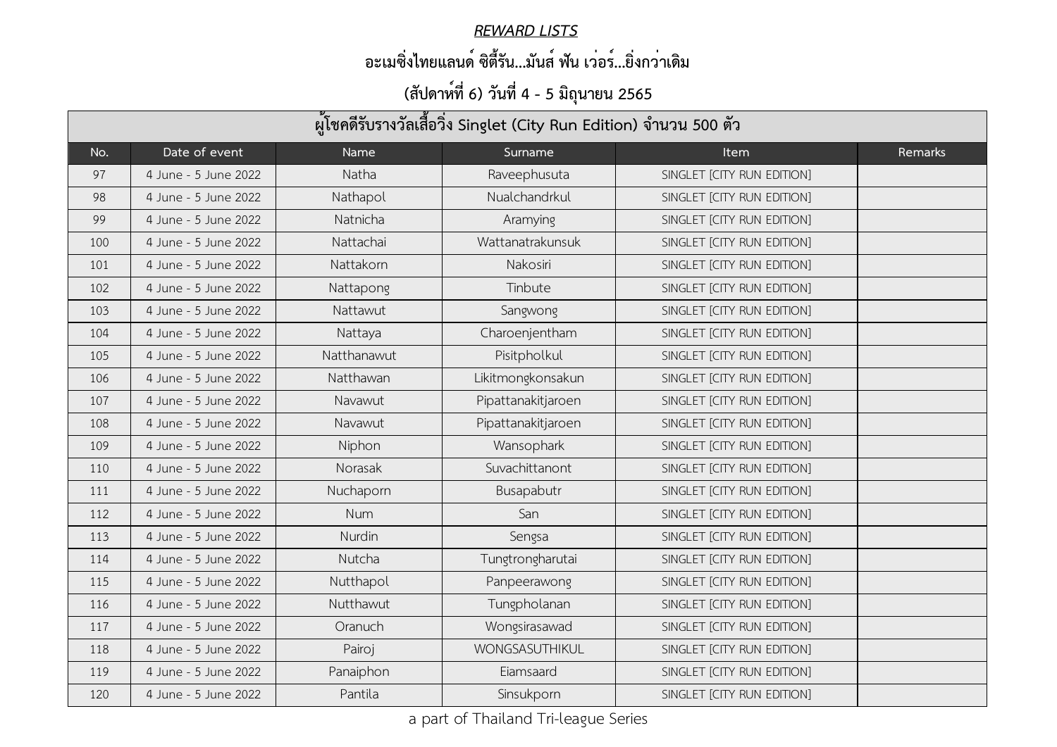***REWARD LISTS***

**อะเมซิ่งไทยแลนด์ ซิตี้รัน...มันส์ ฟัน เว่อร์...ยิ่งกว่าเดิม**

**(สัปดาห์ที่ 6) วันที่ 4 - 5 มิถุนายน 2565**

| ผู้โชคดีรับรางวัลเสื้อวิ่ง Singlet (City Run Edition) จำนวน 500 ตัว | | | | | |
|---|---|---|---|---|---|
| No. | Date of event | Name | Surname | Item | Remarks |
| 97 | 4 June - 5 June 2022 | Natha | Raveephusuta | SINGLET [CITY RUN EDITION] | |
| 98 | 4 June - 5 June 2022 | Nathapol | Nualchandrkul | SINGLET [CITY RUN EDITION] | |
| 99 | 4 June - 5 June 2022 | Natnicha | Aramying | SINGLET [CITY RUN EDITION] | |
| 100 | 4 June - 5 June 2022 | Nattachai | Wattanatrakunsuk | SINGLET [CITY RUN EDITION] | |
| 101 | 4 June - 5 June 2022 | Nattakorn | Nakosiri | SINGLET [CITY RUN EDITION] | |
| 102 | 4 June - 5 June 2022 | Nattapong | Tinbute | SINGLET [CITY RUN EDITION] | |
| 103 | 4 June - 5 June 2022 | Nattawut | Sangwong | SINGLET [CITY RUN EDITION] | |
| 104 | 4 June - 5 June 2022 | Nattaya | Charoenjentham | SINGLET [CITY RUN EDITION] | |
| 105 | 4 June - 5 June 2022 | Natthanawut | Pisitpholkul | SINGLET [CITY RUN EDITION] | |
| 106 | 4 June - 5 June 2022 | Natthawan | Likitmongkonsakun | SINGLET [CITY RUN EDITION] | |
| 107 | 4 June - 5 June 2022 | Navawut | Pipattanakitjaroen | SINGLET [CITY RUN EDITION] | |
| 108 | 4 June - 5 June 2022 | Navawut | Pipattanakitjaroen | SINGLET [CITY RUN EDITION] | |
| 109 | 4 June - 5 June 2022 | Niphon | Wansophark | SINGLET [CITY RUN EDITION] | |
| 110 | 4 June - 5 June 2022 | Norasak | Suvachittanont | SINGLET [CITY RUN EDITION] | |
| 111 | 4 June - 5 June 2022 | Nuchaporn | Busapabutr | SINGLET [CITY RUN EDITION] | |
| 112 | 4 June - 5 June 2022 | Num | San | SINGLET [CITY RUN EDITION] | |
| 113 | 4 June - 5 June 2022 | Nurdin | Sengsa | SINGLET [CITY RUN EDITION] | |
| 114 | 4 June - 5 June 2022 | Nutcha | Tungtrongharutai | SINGLET [CITY RUN EDITION] | |
| 115 | 4 June - 5 June 2022 | Nutthapol | Panpeerawong | SINGLET [CITY RUN EDITION] | |
| 116 | 4 June - 5 June 2022 | Nutthawut | Tungpholanan | SINGLET [CITY RUN EDITION] | |
| 117 | 4 June - 5 June 2022 | Oranuch | Wongsirasawad | SINGLET [CITY RUN EDITION] | |
| 118 | 4 June - 5 June 2022 | Pairoj | WONGSASUTHIKUL | SINGLET [CITY RUN EDITION] | |
| 119 | 4 June - 5 June 2022 | Panaiphon | Eiamsaard | SINGLET [CITY RUN EDITION] | |
| 120 | 4 June - 5 June 2022 | Pantila | Sinsukporn | SINGLET [CITY RUN EDITION] | |

a part of Thailand Tri-league Series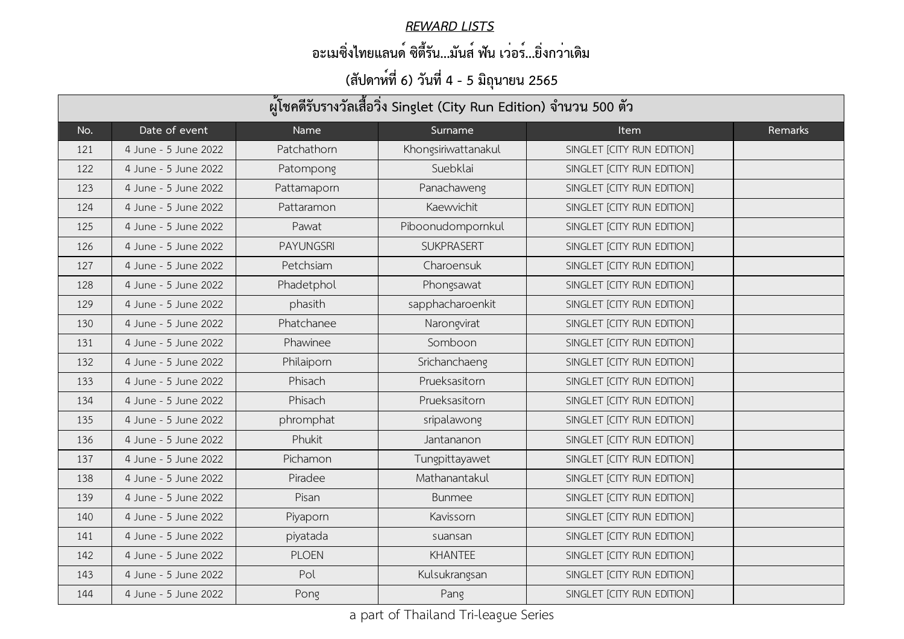# *REWARD LISTS*

## อะเมซิ่งไทยแลนด์ ซิตี้รัน...มันส์ ฟัน เว่อร์...ยิ่งกว่าเดิม

### (สัปดาห์ที่ 6) วันที่ 4 - 5 มิถุนายน 2565

| ผู้โชคดีรับรางวัลเสื้อวิ่ง Singlet (City Run Edition) จำนวน 500 ตัว | | | | | |
|---|---|---|---|---|---|
| No. | Date of event | Name | Surname | Item | Remarks |
| 121 | 4 June - 5 June 2022 | Patchathorn | Khongsiriwattanakul | SINGLET [CITY RUN EDITION] | |
| 122 | 4 June - 5 June 2022 | Patompong | Suebklai | SINGLET [CITY RUN EDITION] | |
| 123 | 4 June - 5 June 2022 | Pattamaporn | Panachaweng | SINGLET [CITY RUN EDITION] | |
| 124 | 4 June - 5 June 2022 | Pattaramon | Kaewvichit | SINGLET [CITY RUN EDITION] | |
| 125 | 4 June - 5 June 2022 | Pawat | Piboonudompornkul | SINGLET [CITY RUN EDITION] | |
| 126 | 4 June - 5 June 2022 | PAYUNGSRI | SUKPRASERT | SINGLET [CITY RUN EDITION] | |
| 127 | 4 June - 5 June 2022 | Petchsiam | Charoensuk | SINGLET [CITY RUN EDITION] | |
| 128 | 4 June - 5 June 2022 | Phadetphol | Phongsawat | SINGLET [CITY RUN EDITION] | |
| 129 | 4 June - 5 June 2022 | phasith | sapphacharoenkit | SINGLET [CITY RUN EDITION] | |
| 130 | 4 June - 5 June 2022 | Phatchanee | Narongvirat | SINGLET [CITY RUN EDITION] | |
| 131 | 4 June - 5 June 2022 | Phawinee | Somboon | SINGLET [CITY RUN EDITION] | |
| 132 | 4 June - 5 June 2022 | Philaiporn | Srichanchaeng | SINGLET [CITY RUN EDITION] | |
| 133 | 4 June - 5 June 2022 | Phisach | Prueksasitorn | SINGLET [CITY RUN EDITION] | |
| 134 | 4 June - 5 June 2022 | Phisach | Prueksasitorn | SINGLET [CITY RUN EDITION] | |
| 135 | 4 June - 5 June 2022 | phromphat | sripalawong | SINGLET [CITY RUN EDITION] | |
| 136 | 4 June - 5 June 2022 | Phukit | Jantananon | SINGLET [CITY RUN EDITION] | |
| 137 | 4 June - 5 June 2022 | Pichamon | Tungpittayawet | SINGLET [CITY RUN EDITION] | |
| 138 | 4 June - 5 June 2022 | Piradee | Mathanantakul | SINGLET [CITY RUN EDITION] | |
| 139 | 4 June - 5 June 2022 | Pisan | Bunmee | SINGLET [CITY RUN EDITION] | |
| 140 | 4 June - 5 June 2022 | Piyaporn | Kavissorn | SINGLET [CITY RUN EDITION] | |
| 141 | 4 June - 5 June 2022 | piyatada | suansan | SINGLET [CITY RUN EDITION] | |
| 142 | 4 June - 5 June 2022 | PLOEN | KHANTEE | SINGLET [CITY RUN EDITION] | |
| 143 | 4 June - 5 June 2022 | Pol | Kulsukrangsan | SINGLET [CITY RUN EDITION] | |
| 144 | 4 June - 5 June 2022 | Pong | Pang | SINGLET [CITY RUN EDITION] | |

a part of Thailand Tri-league Series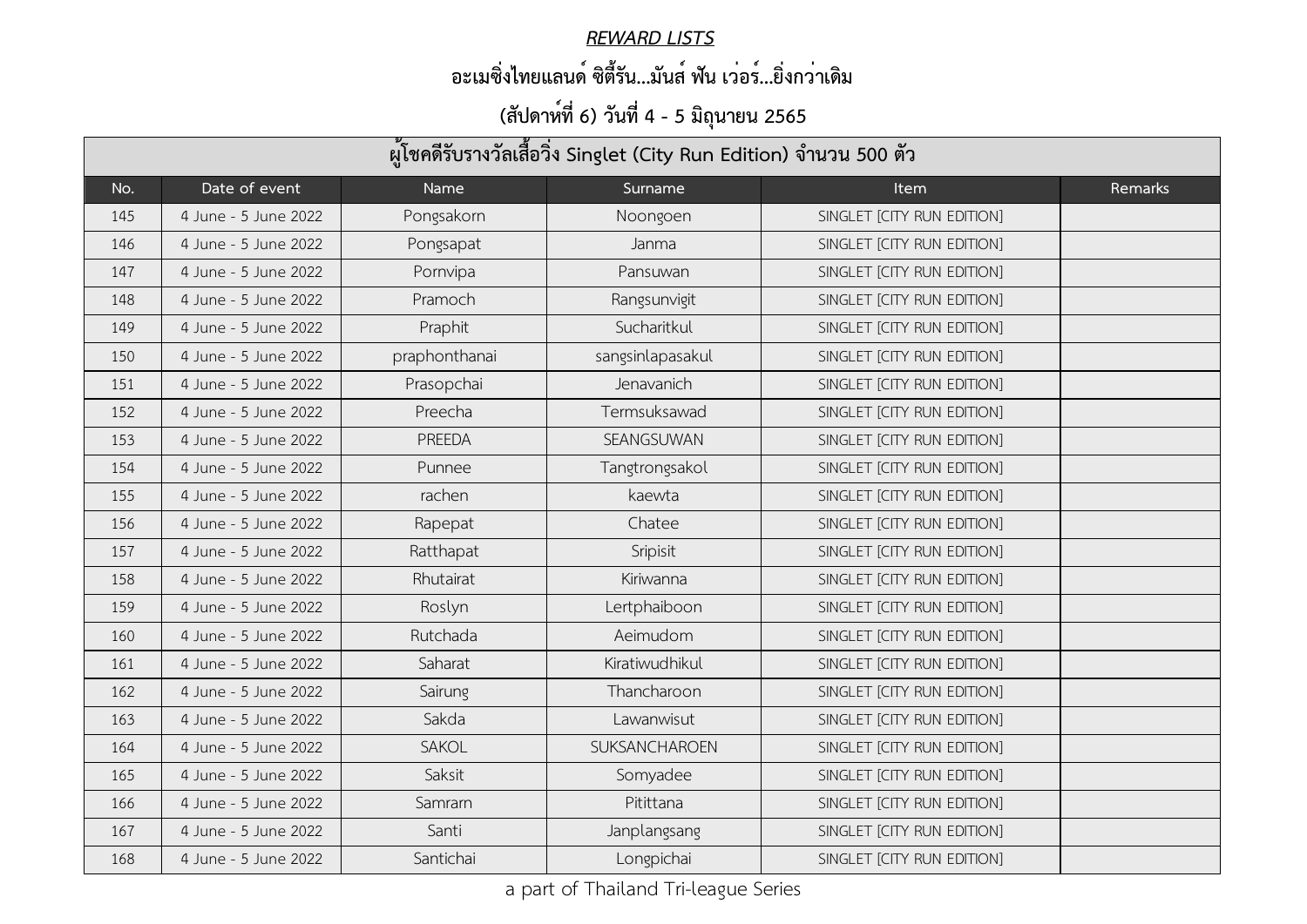***REWARD LISTS***

## อะเมซิ่งไทยแลนด์ ซิตี้รัน...มันส์ ฟัน เว่อร์...ยิ่งกว่าเดิม

## (สัปดาห์ที่ 6) วันที่ 4 - 5 มิถุนายน 2565

| ผู้โชคดีรับรางวัลเสื้อวิ่ง Singlet (City Run Edition) จำนวน 500 ตัว | | | | | |
|---|---|---|---|---|---|
| No. | Date of event | Name | Surname | Item | Remarks |
| 145 | 4 June - 5 June 2022 | Pongsakorn | Noongoen | SINGLET [CITY RUN EDITION] | |
| 146 | 4 June - 5 June 2022 | Pongsapat | Janma | SINGLET [CITY RUN EDITION] | |
| 147 | 4 June - 5 June 2022 | Pornvipa | Pansuwan | SINGLET [CITY RUN EDITION] | |
| 148 | 4 June - 5 June 2022 | Pramoch | Rangsunvigit | SINGLET [CITY RUN EDITION] | |
| 149 | 4 June - 5 June 2022 | Praphit | Sucharitkul | SINGLET [CITY RUN EDITION] | |
| 150 | 4 June - 5 June 2022 | praphonthanai | sangsinlapasakul | SINGLET [CITY RUN EDITION] | |
| 151 | 4 June - 5 June 2022 | Prasopchai | Jenavanich | SINGLET [CITY RUN EDITION] | |
| 152 | 4 June - 5 June 2022 | Preecha | Termsuksawad | SINGLET [CITY RUN EDITION] | |
| 153 | 4 June - 5 June 2022 | PREEDA | SEANGSUWAN | SINGLET [CITY RUN EDITION] | |
| 154 | 4 June - 5 June 2022 | Punnee | Tangtrongsakol | SINGLET [CITY RUN EDITION] | |
| 155 | 4 June - 5 June 2022 | rachen | kaewta | SINGLET [CITY RUN EDITION] | |
| 156 | 4 June - 5 June 2022 | Rapepat | Chatee | SINGLET [CITY RUN EDITION] | |
| 157 | 4 June - 5 June 2022 | Ratthapat | Sripisit | SINGLET [CITY RUN EDITION] | |
| 158 | 4 June - 5 June 2022 | Rhutairat | Kiriwanna | SINGLET [CITY RUN EDITION] | |
| 159 | 4 June - 5 June 2022 | Roslyn | Lertphaiboon | SINGLET [CITY RUN EDITION] | |
| 160 | 4 June - 5 June 2022 | Rutchada | Aeimudom | SINGLET [CITY RUN EDITION] | |
| 161 | 4 June - 5 June 2022 | Saharat | Kiratiwudhikul | SINGLET [CITY RUN EDITION] | |
| 162 | 4 June - 5 June 2022 | Sairung | Thancharoon | SINGLET [CITY RUN EDITION] | |
| 163 | 4 June - 5 June 2022 | Sakda | Lawanwisut | SINGLET [CITY RUN EDITION] | |
| 164 | 4 June - 5 June 2022 | SAKOL | SUKSANCHAROEN | SINGLET [CITY RUN EDITION] | |
| 165 | 4 June - 5 June 2022 | Saksit | Somyadee | SINGLET [CITY RUN EDITION] | |
| 166 | 4 June - 5 June 2022 | Samrarn | Pitittana | SINGLET [CITY RUN EDITION] | |
| 167 | 4 June - 5 June 2022 | Santi | Janplangsang | SINGLET [CITY RUN EDITION] | |
| 168 | 4 June - 5 June 2022 | Santichai | Longpichai | SINGLET [CITY RUN EDITION] | |

a part of Thailand Tri-league Series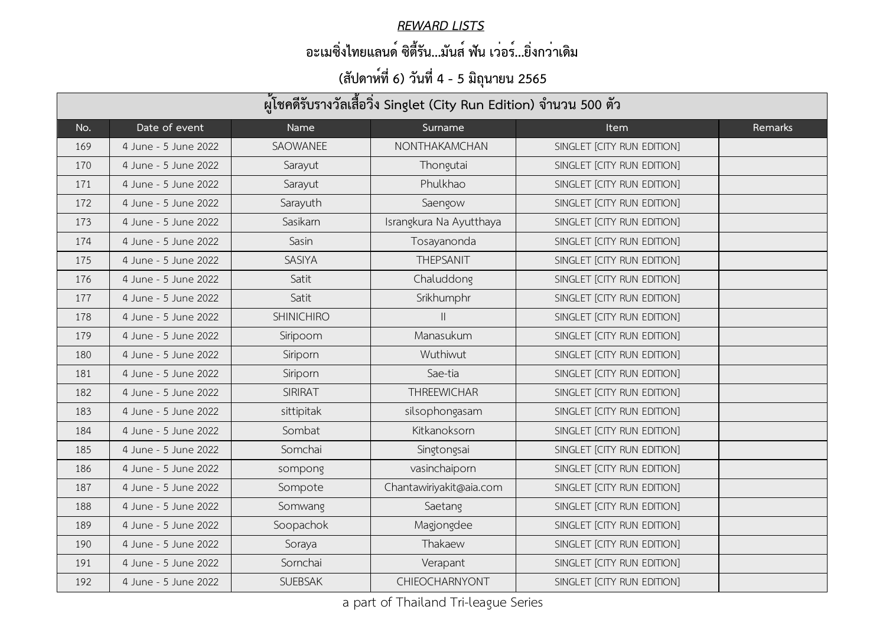***REWARD LISTS***

**อะเมซิ่งไทยแลนด์ ซิตี้รัน...มันส์ ฟัน เว่อร์...ยิ่งกว่าเดิม**

**(สัปดาห์ที่ 6) วันที่ 4 - 5 มิถุนายน 2565**

| ผู้โชคดีรับรางวัลเสื้อวิ่ง Singlet (City Run Edition) จำนวน 500 ตัว | | | | | |
|---|---|---|---|---|---|
| No. | Date of event | Name | Surname | Item | Remarks |
| 169 | 4 June - 5 June 2022 | SAOWANEE | NONTHAKAMCHAN | SINGLET [CITY RUN EDITION] | |
| 170 | 4 June - 5 June 2022 | Sarayut | Thongutai | SINGLET [CITY RUN EDITION] | |
| 171 | 4 June - 5 June 2022 | Sarayut | Phulkhao | SINGLET [CITY RUN EDITION] | |
| 172 | 4 June - 5 June 2022 | Sarayuth | Saengow | SINGLET [CITY RUN EDITION] | |
| 173 | 4 June - 5 June 2022 | Sasikarn | Israngkura Na Ayutthaya | SINGLET [CITY RUN EDITION] | |
| 174 | 4 June - 5 June 2022 | Sasin | Tosayanonda | SINGLET [CITY RUN EDITION] | |
| 175 | 4 June - 5 June 2022 | SASIYA | THEPSANIT | SINGLET [CITY RUN EDITION] | |
| 176 | 4 June - 5 June 2022 | Satit | Chaluddong | SINGLET [CITY RUN EDITION] | |
| 177 | 4 June - 5 June 2022 | Satit | Srikhumphr | SINGLET [CITY RUN EDITION] | |
| 178 | 4 June - 5 June 2022 | SHINICHIRO | II | SINGLET [CITY RUN EDITION] | |
| 179 | 4 June - 5 June 2022 | Siripoom | Manasukum | SINGLET [CITY RUN EDITION] | |
| 180 | 4 June - 5 June 2022 | Siriporn | Wuthiwut | SINGLET [CITY RUN EDITION] | |
| 181 | 4 June - 5 June 2022 | Siriporn | Sae-tia | SINGLET [CITY RUN EDITION] | |
| 182 | 4 June - 5 June 2022 | SIRIRAT | THREEWICHAR | SINGLET [CITY RUN EDITION] | |
| 183 | 4 June - 5 June 2022 | sittipitak | silsophongasam | SINGLET [CITY RUN EDITION] | |
| 184 | 4 June - 5 June 2022 | Sombat | Kitkanoksorn | SINGLET [CITY RUN EDITION] | |
| 185 | 4 June - 5 June 2022 | Somchai | Singtongsai | SINGLET [CITY RUN EDITION] | |
| 186 | 4 June - 5 June 2022 | sompong | vasinchaiporn | SINGLET [CITY RUN EDITION] | |
| 187 | 4 June - 5 June 2022 | Sompote | Chantawiriyakit@aia.com | SINGLET [CITY RUN EDITION] | |
| 188 | 4 June - 5 June 2022 | Somwang | Saetang | SINGLET [CITY RUN EDITION] | |
| 189 | 4 June - 5 June 2022 | Soopachok | Magjongdee | SINGLET [CITY RUN EDITION] | |
| 190 | 4 June - 5 June 2022 | Soraya | Thakaew | SINGLET [CITY RUN EDITION] | |
| 191 | 4 June - 5 June 2022 | Sornchai | Verapant | SINGLET [CITY RUN EDITION] | |
| 192 | 4 June - 5 June 2022 | SUEBSAK | CHIEOCHARNYONT | SINGLET [CITY RUN EDITION] | |

a part of Thailand Tri-league Series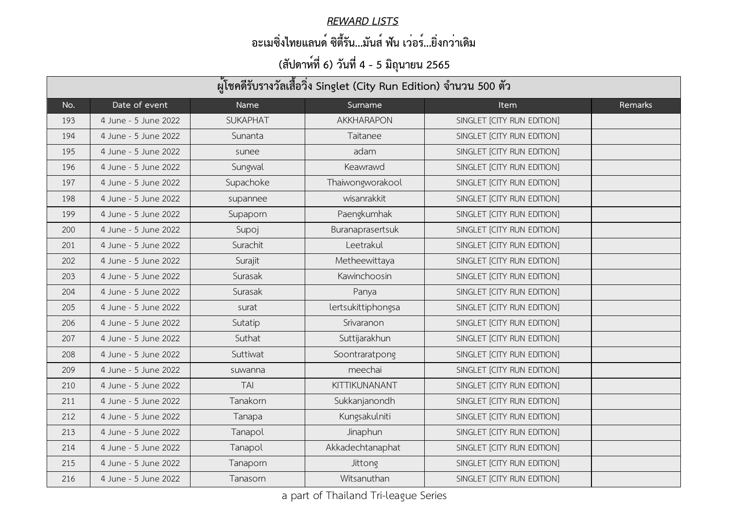***REWARD LISTS***

**อะเมซิ่งไทยแลนด์ ซิตี้รัน...มันส์ ฟัน เว่อร์...ยิ่งกว่าเดิม**

**(สัปดาห์ที่ 6) วันที่ 4 - 5 มิถุนายน 2565**

| ผู้โชคดีรับรางวัลเสื้อวิ่ง Singlet (City Run Edition) จำนวน 500 ตัว | | | | | |
|---|---|---|---|---|---|
| No. | Date of event | Name | Surname | Item | Remarks |
| 193 | 4 June - 5 June 2022 | SUKAPHAT | AKKHARAPON | SINGLET [CITY RUN EDITION] | |
| 194 | 4 June - 5 June 2022 | Sunanta | Taitanee | SINGLET [CITY RUN EDITION] | |
| 195 | 4 June - 5 June 2022 | sunee | adam | SINGLET [CITY RUN EDITION] | |
| 196 | 4 June - 5 June 2022 | Sungwal | Keawrawd | SINGLET [CITY RUN EDITION] | |
| 197 | 4 June - 5 June 2022 | Supachoke | Thaiwongworakool | SINGLET [CITY RUN EDITION] | |
| 198 | 4 June - 5 June 2022 | supannee | wisanrakkit | SINGLET [CITY RUN EDITION] | |
| 199 | 4 June - 5 June 2022 | Supaporn | Paengkumhak | SINGLET [CITY RUN EDITION] | |
| 200 | 4 June - 5 June 2022 | Supoj | Buranaprasertsuk | SINGLET [CITY RUN EDITION] | |
| 201 | 4 June - 5 June 2022 | Surachit | Leetrakul | SINGLET [CITY RUN EDITION] | |
| 202 | 4 June - 5 June 2022 | Surajit | Metheewittaya | SINGLET [CITY RUN EDITION] | |
| 203 | 4 June - 5 June 2022 | Surasak | Kawinchoosin | SINGLET [CITY RUN EDITION] | |
| 204 | 4 June - 5 June 2022 | Surasak | Panya | SINGLET [CITY RUN EDITION] | |
| 205 | 4 June - 5 June 2022 | surat | lertsukittiphongsa | SINGLET [CITY RUN EDITION] | |
| 206 | 4 June - 5 June 2022 | Sutatip | Srivaranon | SINGLET [CITY RUN EDITION] | |
| 207 | 4 June - 5 June 2022 | Suthat | Suttijarakhun | SINGLET [CITY RUN EDITION] | |
| 208 | 4 June - 5 June 2022 | Suttiwat | Soontraratpong | SINGLET [CITY RUN EDITION] | |
| 209 | 4 June - 5 June 2022 | suwanna | meechai | SINGLET [CITY RUN EDITION] | |
| 210 | 4 June - 5 June 2022 | TAI | KITTIKUNANANT | SINGLET [CITY RUN EDITION] | |
| 211 | 4 June - 5 June 2022 | Tanakorn | Sukkanjanondh | SINGLET [CITY RUN EDITION] | |
| 212 | 4 June - 5 June 2022 | Tanapa | Kungsakulniti | SINGLET [CITY RUN EDITION] | |
| 213 | 4 June - 5 June 2022 | Tanapol | Jinaphun | SINGLET [CITY RUN EDITION] | |
| 214 | 4 June - 5 June 2022 | Tanapol | Akkadechtanaphat | SINGLET [CITY RUN EDITION] | |
| 215 | 4 June - 5 June 2022 | Tanaporn | Jittong | SINGLET [CITY RUN EDITION] | |
| 216 | 4 June - 5 June 2022 | Tanasorn | Witsanuthan | SINGLET [CITY RUN EDITION] | |

a part of Thailand Tri-league Series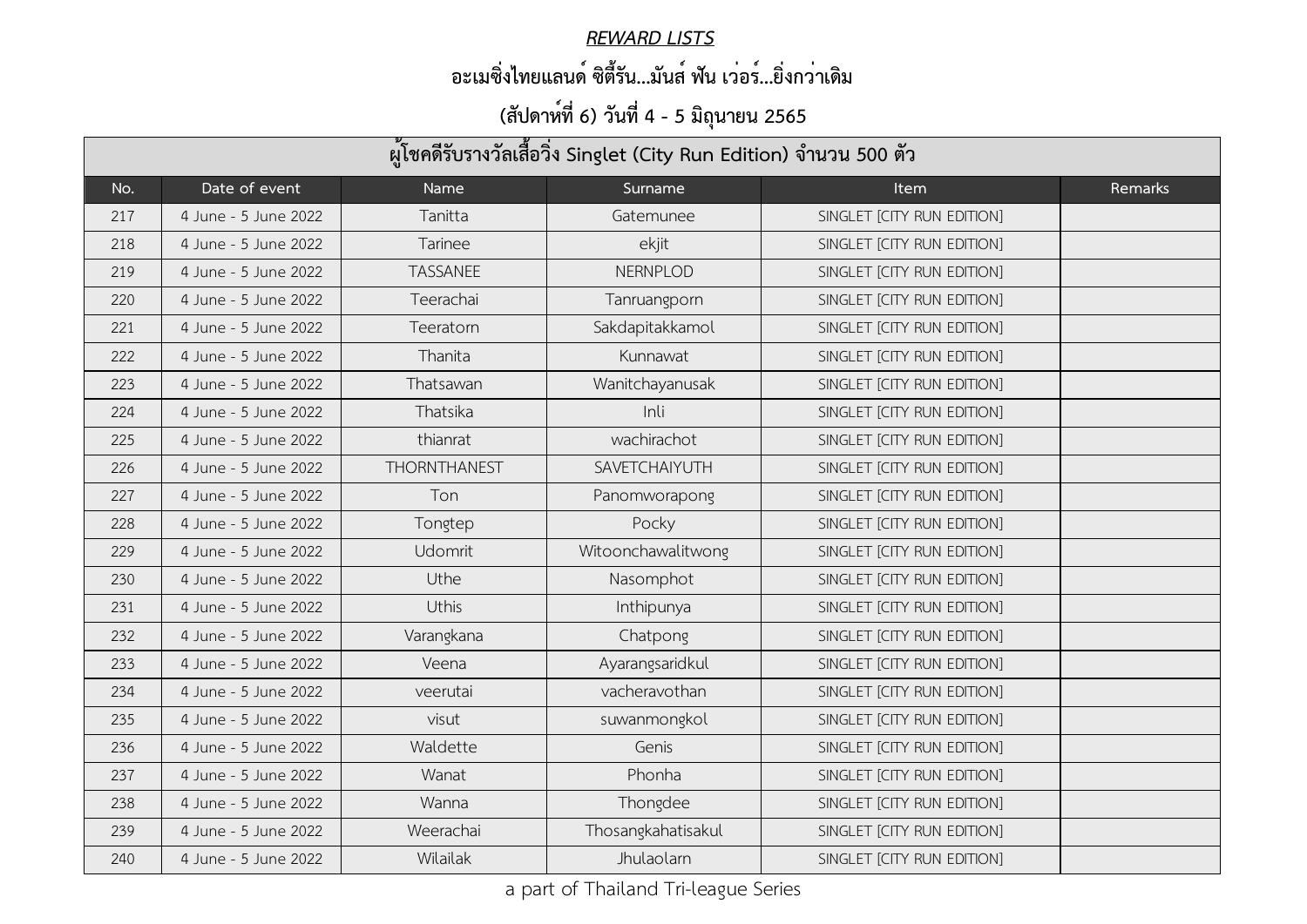**_REWARD LISTS_**

**อะเมซิ่งไทยแลนด์ ซิตี้รัน...มันส์ ฟัน เว่อร์...ยิ่งกว่าเดิม**

**(สัปดาห์ที่ 6) วันที่ 4 - 5 มิถุนายน 2565**

| ผู้โชคดีรับรางวัลเสื้อวิ่ง Singlet (City Run Edition) จำนวน 500 ตัว | | | | | |
|---|---|---|---|---|---|
| No. | Date of event | Name | Surname | Item | Remarks |
| 217 | 4 June - 5 June 2022 | Tanitta | Gatemunee | SINGLET [CITY RUN EDITION] | |
| 218 | 4 June - 5 June 2022 | Tarinee | ekjit | SINGLET [CITY RUN EDITION] | |
| 219 | 4 June - 5 June 2022 | TASSANEE | NERNPLOD | SINGLET [CITY RUN EDITION] | |
| 220 | 4 June - 5 June 2022 | Teerachai | Tanruangporn | SINGLET [CITY RUN EDITION] | |
| 221 | 4 June - 5 June 2022 | Teeratorn | Sakdapitakkamol | SINGLET [CITY RUN EDITION] | |
| 222 | 4 June - 5 June 2022 | Thanita | Kunnawat | SINGLET [CITY RUN EDITION] | |
| 223 | 4 June - 5 June 2022 | Thatsawan | Wanitchayanusak | SINGLET [CITY RUN EDITION] | |
| 224 | 4 June - 5 June 2022 | Thatsika | Inli | SINGLET [CITY RUN EDITION] | |
| 225 | 4 June - 5 June 2022 | thianrat | wachirachot | SINGLET [CITY RUN EDITION] | |
| 226 | 4 June - 5 June 2022 | THORNTHANEST | SAVETCHAIYUTH | SINGLET [CITY RUN EDITION] | |
| 227 | 4 June - 5 June 2022 | Ton | Panomworapong | SINGLET [CITY RUN EDITION] | |
| 228 | 4 June - 5 June 2022 | Tongtep | Pocky | SINGLET [CITY RUN EDITION] | |
| 229 | 4 June - 5 June 2022 | Udomrit | Witoonchawalitwong | SINGLET [CITY RUN EDITION] | |
| 230 | 4 June - 5 June 2022 | Uthe | Nasomphot | SINGLET [CITY RUN EDITION] | |
| 231 | 4 June - 5 June 2022 | Uthis | Inthipunya | SINGLET [CITY RUN EDITION] | |
| 232 | 4 June - 5 June 2022 | Varangkana | Chatpong | SINGLET [CITY RUN EDITION] | |
| 233 | 4 June - 5 June 2022 | Veena | Ayarangsaridkul | SINGLET [CITY RUN EDITION] | |
| 234 | 4 June - 5 June 2022 | veerutai | vacheravothan | SINGLET [CITY RUN EDITION] | |
| 235 | 4 June - 5 June 2022 | visut | suwanmongkol | SINGLET [CITY RUN EDITION] | |
| 236 | 4 June - 5 June 2022 | Waldette | Genis | SINGLET [CITY RUN EDITION] | |
| 237 | 4 June - 5 June 2022 | Wanat | Phonha | SINGLET [CITY RUN EDITION] | |
| 238 | 4 June - 5 June 2022 | Wanna | Thongdee | SINGLET [CITY RUN EDITION] | |
| 239 | 4 June - 5 June 2022 | Weerachai | Thosangkahatisakul | SINGLET [CITY RUN EDITION] | |
| 240 | 4 June - 5 June 2022 | Wilailak | Jhulaolarn | SINGLET [CITY RUN EDITION] | |

a part of Thailand Tri-league Series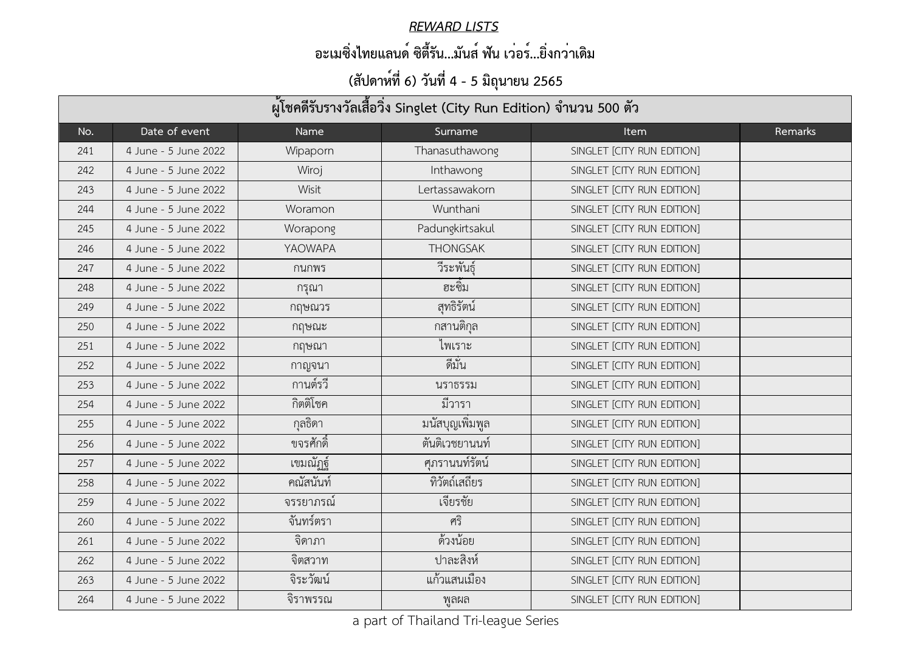## *REWARD LISTS*

### อะเมซิ่งไทยแลนด์ ซิตี้รัน...มันส์ ฟัน เว่อร์...ยิ่งกว่าเดิม

### (สัปดาห์ที่ 6) วันที่ 4 - 5 มิถุนายน 2565

| ผู้โชคดีรับรางวัลเสื้อวิ่ง Singlet (City Run Edition) จำนวน 500 ตัว | | | | | |
|---|---|---|---|---|---|
| No. | Date of event | Name | Surname | Item | Remarks |
| 241 | 4 June - 5 June 2022 | Wipaporn | Thanasuthawong | SINGLET [CITY RUN EDITION] | |
| 242 | 4 June - 5 June 2022 | Wiroj | Inthawong | SINGLET [CITY RUN EDITION] | |
| 243 | 4 June - 5 June 2022 | Wisit | Lertassawakorn | SINGLET [CITY RUN EDITION] | |
| 244 | 4 June - 5 June 2022 | Woramon | Wunthani | SINGLET [CITY RUN EDITION] | |
| 245 | 4 June - 5 June 2022 | Worapong | Padungkirtsakul | SINGLET [CITY RUN EDITION] | |
| 246 | 4 June - 5 June 2022 | YAOWAPA | THONGSAK | SINGLET [CITY RUN EDITION] | |
| 247 | 4 June - 5 June 2022 | กนกพร | วีระพันธุ์ | SINGLET [CITY RUN EDITION] | |
| 248 | 4 June - 5 June 2022 | กรุณา | ฮะซิ้ม | SINGLET [CITY RUN EDITION] | |
| 249 | 4 June - 5 June 2022 | กฤษณวร | สุทธิรัตน์ | SINGLET [CITY RUN EDITION] | |
| 250 | 4 June - 5 June 2022 | กฤษณะ | กสานติกุล | SINGLET [CITY RUN EDITION] | |
| 251 | 4 June - 5 June 2022 | กฤษณา | ไพเราะ | SINGLET [CITY RUN EDITION] | |
| 252 | 4 June - 5 June 2022 | กาญจนา | ดีมั่น | SINGLET [CITY RUN EDITION] | |
| 253 | 4 June - 5 June 2022 | กานต์รวี | นราธรรม | SINGLET [CITY RUN EDITION] | |
| 254 | 4 June - 5 June 2022 | กิตติโชค | มีวารา | SINGLET [CITY RUN EDITION] | |
| 255 | 4 June - 5 June 2022 | กุลธิดา | มนัสบุญเพิ่มพูล | SINGLET [CITY RUN EDITION] | |
| 256 | 4 June - 5 June 2022 | ขจรศักดิ์ | ตันติเวชยานนท์ | SINGLET [CITY RUN EDITION] | |
| 257 | 4 June - 5 June 2022 | เขมณัฏฐ์ | ศุภรานนท์รัตน์ | SINGLET [CITY RUN EDITION] | |
| 258 | 4 June - 5 June 2022 | คณัสนันท์ | ทิวัตถ์เสถียร | SINGLET [CITY RUN EDITION] | |
| 259 | 4 June - 5 June 2022 | จรรยาภรณ์ | เจียรชัย | SINGLET [CITY RUN EDITION] | |
| 260 | 4 June - 5 June 2022 | จันทร์ตรา | ศริ | SINGLET [CITY RUN EDITION] | |
| 261 | 4 June - 5 June 2022 | จิดาภา | ด้วงน้อย | SINGLET [CITY RUN EDITION] | |
| 262 | 4 June - 5 June 2022 | จิตสวาท | ปาละสิงห์ | SINGLET [CITY RUN EDITION] | |
| 263 | 4 June - 5 June 2022 | จิระวัฒน์ | แก้วแสนเมือง | SINGLET [CITY RUN EDITION] | |
| 264 | 4 June - 5 June 2022 | จิราพรรณ | พูลผล | SINGLET [CITY RUN EDITION] | |

a part of Thailand Tri-league Series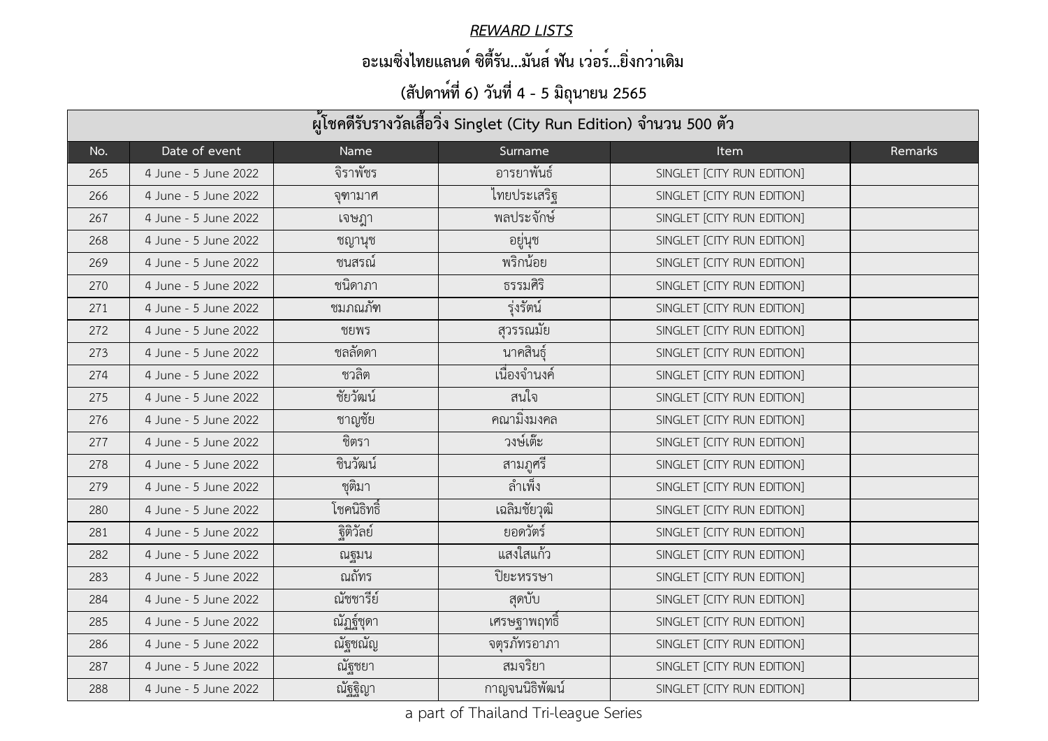***REWARD LISTS***

**อะเมซิ่งไทยแลนด์ ซิตี้รัน...มันส์ ฟัน เว่อร์...ยิ่งกว่าเดิม**

**(สัปดาห์ที่ 6) วันที่ 4 - 5 มิถุนายน 2565**

| ผู้โชคดีรับรางวัลเสื้อวิ่ง Singlet (City Run Edition) จำนวน 500 ตัว | | | | | |
|---|---|---|---|---|---|
| No. | Date of event | Name | Surname | Item | Remarks |
| 265 | 4 June - 5 June 2022 | จิราพัชร | อารยาพันธ์ | SINGLET [CITY RUN EDITION] | |
| 266 | 4 June - 5 June 2022 | จุฑามาศ | ไทยประเสริฐ | SINGLET [CITY RUN EDITION] | |
| 267 | 4 June - 5 June 2022 | เจษฎา | พลประจักษ์ | SINGLET [CITY RUN EDITION] | |
| 268 | 4 June - 5 June 2022 | ชญานุช | อยู่นุช | SINGLET [CITY RUN EDITION] | |
| 269 | 4 June - 5 June 2022 | ชนสรณ์ | พริกน้อย | SINGLET [CITY RUN EDITION] | |
| 270 | 4 June - 5 June 2022 | ชนิดาภา | ธรรมศิริ | SINGLET [CITY RUN EDITION] | |
| 271 | 4 June - 5 June 2022 | ชมภณภัท | รุ่งรัตน์ | SINGLET [CITY RUN EDITION] | |
| 272 | 4 June - 5 June 2022 | ชยพร | สุวรรณมัย | SINGLET [CITY RUN EDITION] | |
| 273 | 4 June - 5 June 2022 | ชลลัดดา | นาคสินธุ์ | SINGLET [CITY RUN EDITION] | |
| 274 | 4 June - 5 June 2022 | ชวลิต | เนื่องจำนงค์ | SINGLET [CITY RUN EDITION] | |
| 275 | 4 June - 5 June 2022 | ชัยวัฒน์ | สนใจ | SINGLET [CITY RUN EDITION] | |
| 276 | 4 June - 5 June 2022 | ชาญชัย | คณามิ่งมงคล | SINGLET [CITY RUN EDITION] | |
| 277 | 4 June - 5 June 2022 | ชิตรา | วงษ์เต๊ะ | SINGLET [CITY RUN EDITION] | |
| 278 | 4 June - 5 June 2022 | ชินวัฒน์ | สามภูศรี | SINGLET [CITY RUN EDITION] | |
| 279 | 4 June - 5 June 2022 | ชุติมา | ลำเพ็ง | SINGLET [CITY RUN EDITION] | |
| 280 | 4 June - 5 June 2022 | โชคนิธิทธิ์ | เฉลิมชัยวุฒิ | SINGLET [CITY RUN EDITION] | |
| 281 | 4 June - 5 June 2022 | ฐิติวัลย์ | ยอดวัตร์ | SINGLET [CITY RUN EDITION] | |
| 282 | 4 June - 5 June 2022 | ณฐมน | แสงใสแก้ว | SINGLET [CITY RUN EDITION] | |
| 283 | 4 June - 5 June 2022 | ณถัทร | ปิยะหรรษา | SINGLET [CITY RUN EDITION] | |
| 284 | 4 June - 5 June 2022 | ณัชชารีย์ | สุดบับ | SINGLET [CITY RUN EDITION] | |
| 285 | 4 June - 5 June 2022 | ณัฏฐ์ชุดา | เศรษฐาพฤทธิ์ | SINGLET [CITY RUN EDITION] | |
| 286 | 4 June - 5 June 2022 | ณัฐชณัญ | จตุรภัทรอาภา | SINGLET [CITY RUN EDITION] | |
| 287 | 4 June - 5 June 2022 | ณัฐชยา | สมจริยา | SINGLET [CITY RUN EDITION] | |
| 288 | 4 June - 5 June 2022 | ณัฐฐิญา | กาญจนนิธิพัฒน์ | SINGLET [CITY RUN EDITION] | |

a part of Thailand Tri-league Series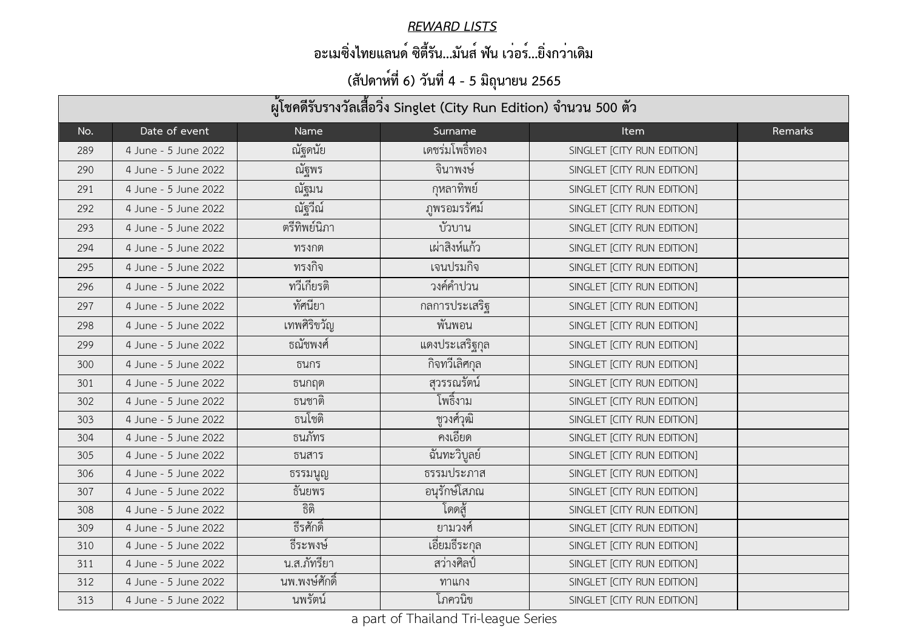***REWARD LISTS***

**อะเมซิ่งไทยแลนด์ ซิตี้รัน...มันส์ ฟัน เว่อร์...ยิ่งกว่าเดิม**

**(สัปดาห์ที่ 6) วันที่ 4 - 5 มิถุนายน 2565**

| ผู้โชคดีรับรางวัลเสื้อวิ่ง Singlet (City Run Edition) จำนวน 500 ตัว | | | | | |
|---|---|---|---|---|---|
| No. | Date of event | Name | Surname | Item | Remarks |
| 289 | 4 June - 5 June 2022 | ณัฐดนัย | เดชร่มโพธิ์ทอง | SINGLET [CITY RUN EDITION] | |
| 290 | 4 June - 5 June 2022 | ณัฐพร | จินาพงษ์ | SINGLET [CITY RUN EDITION] | |
| 291 | 4 June - 5 June 2022 | ณัฐมน | กุหลาทิพย์ | SINGLET [CITY RUN EDITION] | |
| 292 | 4 June - 5 June 2022 | ณัฐวีณ์ | ภูพรอมรรัศม์ | SINGLET [CITY RUN EDITION] | |
| 293 | 4 June - 5 June 2022 | ตรีทิพย์นิภา | บัวบาน | SINGLET [CITY RUN EDITION] | |
| 294 | 4 June - 5 June 2022 | ทรงกต | เผ่าสิงห์แก้ว | SINGLET [CITY RUN EDITION] | |
| 295 | 4 June - 5 June 2022 | ทรงกิจ | เจนปรมกิจ | SINGLET [CITY RUN EDITION] | |
| 296 | 4 June - 5 June 2022 | ทวีเกียรติ | วงศ์คำปวน | SINGLET [CITY RUN EDITION] | |
| 297 | 4 June - 5 June 2022 | ทัศนียา | กลการประเสริฐ | SINGLET [CITY RUN EDITION] | |
| 298 | 4 June - 5 June 2022 | เทพศิริขวัญ | พันพอน | SINGLET [CITY RUN EDITION] | |
| 299 | 4 June - 5 June 2022 | ธณัชพงศ์ | แดงประเสริฐกุล | SINGLET [CITY RUN EDITION] | |
| 300 | 4 June - 5 June 2022 | ธนกร | กิจทวีเลิศกุล | SINGLET [CITY RUN EDITION] | |
| 301 | 4 June - 5 June 2022 | ธนกฤต | สุวรรณรัตน์ | SINGLET [CITY RUN EDITION] | |
| 302 | 4 June - 5 June 2022 | ธนชาติ | โพธิ์งาม | SINGLET [CITY RUN EDITION] | |
| 303 | 4 June - 5 June 2022 | ธนโชติ | ชูวงศ์วุฒิ | SINGLET [CITY RUN EDITION] | |
| 304 | 4 June - 5 June 2022 | ธนภัทร | คงเอียด | SINGLET [CITY RUN EDITION] | |
| 305 | 4 June - 5 June 2022 | ธนสาร | ฉันทะวิบูลย์ | SINGLET [CITY RUN EDITION] | |
| 306 | 4 June - 5 June 2022 | ธรรมนูญ | ธรรมประภาส | SINGLET [CITY RUN EDITION] | |
| 307 | 4 June - 5 June 2022 | ธันยพร | อนุรักษ์โสภณ | SINGLET [CITY RUN EDITION] | |
| 308 | 4 June - 5 June 2022 | ธิติ | โดดสู้ | SINGLET [CITY RUN EDITION] | |
| 309 | 4 June - 5 June 2022 | ธีรศักดิ์ | ยามวงศ์ | SINGLET [CITY RUN EDITION] | |
| 310 | 4 June - 5 June 2022 | ธีระพงษ์ | เอี่ยมธีระกุล | SINGLET [CITY RUN EDITION] | |
| 311 | 4 June - 5 June 2022 | น.ส.ภัทรียา | สว่างศิลป์ | SINGLET [CITY RUN EDITION] | |
| 312 | 4 June - 5 June 2022 | นพ.พงษ์ศักดิ์ | ทาแกง | SINGLET [CITY RUN EDITION] | |
| 313 | 4 June - 5 June 2022 | นพรัตน์ | โภควนิช | SINGLET [CITY RUN EDITION] | |

a part of Thailand Tri-league Series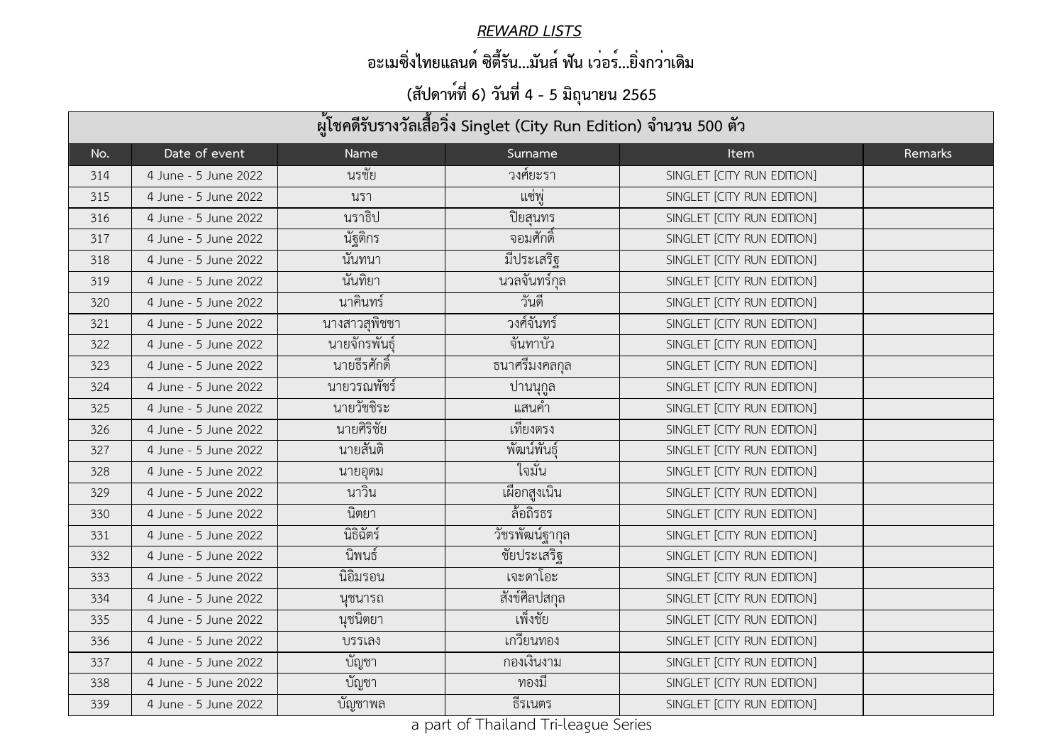***REWARD LISTS***

**อะเมซิ่งไทยแลนด์ ซิตี้รัน...มันส์ ฟัน เว่อร์...ยิ่งกว่าเดิม**

**(สัปดาห์ที่ 6) วันที่ 4 - 5 มิถุนายน 2565**

| ผู้โชคดีรับรางวัลเสื้อวิ่ง Singlet (City Run Edition) จำนวน 500 ตัว | | | | | |
|---|---|---|---|---|---|
| No. | Date of event | Name | Surname | Item | Remarks |
| 314 | 4 June - 5 June 2022 | นรชัย | วงศ์ยะรา | SINGLET [CITY RUN EDITION] | |
| 315 | 4 June - 5 June 2022 | นรา | แซ่พู่ | SINGLET [CITY RUN EDITION] | |
| 316 | 4 June - 5 June 2022 | นราธิป | ปิยสุนทร | SINGLET [CITY RUN EDITION] | |
| 317 | 4 June - 5 June 2022 | นัฐติกร | จอมศักดิ์ | SINGLET [CITY RUN EDITION] | |
| 318 | 4 June - 5 June 2022 | นันทนา | มีประเสริฐ | SINGLET [CITY RUN EDITION] | |
| 319 | 4 June - 5 June 2022 | นันทิยา | นวลจันทร์กุล | SINGLET [CITY RUN EDITION] | |
| 320 | 4 June - 5 June 2022 | นาคินทร์ | วันดี | SINGLET [CITY RUN EDITION] | |
| 321 | 4 June - 5 June 2022 | นางสาวสุพิชชา | วงศ์จันทร์ | SINGLET [CITY RUN EDITION] | |
| 322 | 4 June - 5 June 2022 | นายจักรพันธุ์ | จันทาบัว | SINGLET [CITY RUN EDITION] | |
| 323 | 4 June - 5 June 2022 | นายธีรศักดิ์ | ธนาศรีมงคลกุล | SINGLET [CITY RUN EDITION] | |
| 324 | 4 June - 5 June 2022 | นายวรณพัชร์ | ปานนุกูล | SINGLET [CITY RUN EDITION] | |
| 325 | 4 June - 5 June 2022 | นายวัชชิระ | แสนคำ | SINGLET [CITY RUN EDITION] | |
| 326 | 4 June - 5 June 2022 | นายศิริชัย | เที่ยงตรง | SINGLET [CITY RUN EDITION] | |
| 327 | 4 June - 5 June 2022 | นายสันติ | พัฒน์พันธุ์ | SINGLET [CITY RUN EDITION] | |
| 328 | 4 June - 5 June 2022 | นายอุดม | ใจมั่น | SINGLET [CITY RUN EDITION] | |
| 329 | 4 June - 5 June 2022 | นาวิน | เผือกสูงเนิน | SINGLET [CITY RUN EDITION] | |
| 330 | 4 June - 5 June 2022 | นิตยา | ล้อถิรธร | SINGLET [CITY RUN EDITION] | |
| 331 | 4 June - 5 June 2022 | นิธิฉัตร์ | วัชรพัฒน์ธากุล | SINGLET [CITY RUN EDITION] | |
| 332 | 4 June - 5 June 2022 | นิพนธ์ | ชัยประเสริฐ | SINGLET [CITY RUN EDITION] | |
| 333 | 4 June - 5 June 2022 | นิอิมรอน | เจะดาโอะ | SINGLET [CITY RUN EDITION] | |
| 334 | 4 June - 5 June 2022 | นุชนารถ | สังข์ศิลปสกุล | SINGLET [CITY RUN EDITION] | |
| 335 | 4 June - 5 June 2022 | นุชนิตยา | เพ็งชัย | SINGLET [CITY RUN EDITION] | |
| 336 | 4 June - 5 June 2022 | บรรเลง | เกวียนทอง | SINGLET [CITY RUN EDITION] | |
| 337 | 4 June - 5 June 2022 | บัญชา | กองเงินงาม | SINGLET [CITY RUN EDITION] | |
| 338 | 4 June - 5 June 2022 | บัญชา | ทองมี | SINGLET [CITY RUN EDITION] | |
| 339 | 4 June - 5 June 2022 | บัญชาพล | ธีรเนตร | SINGLET [CITY RUN EDITION] | |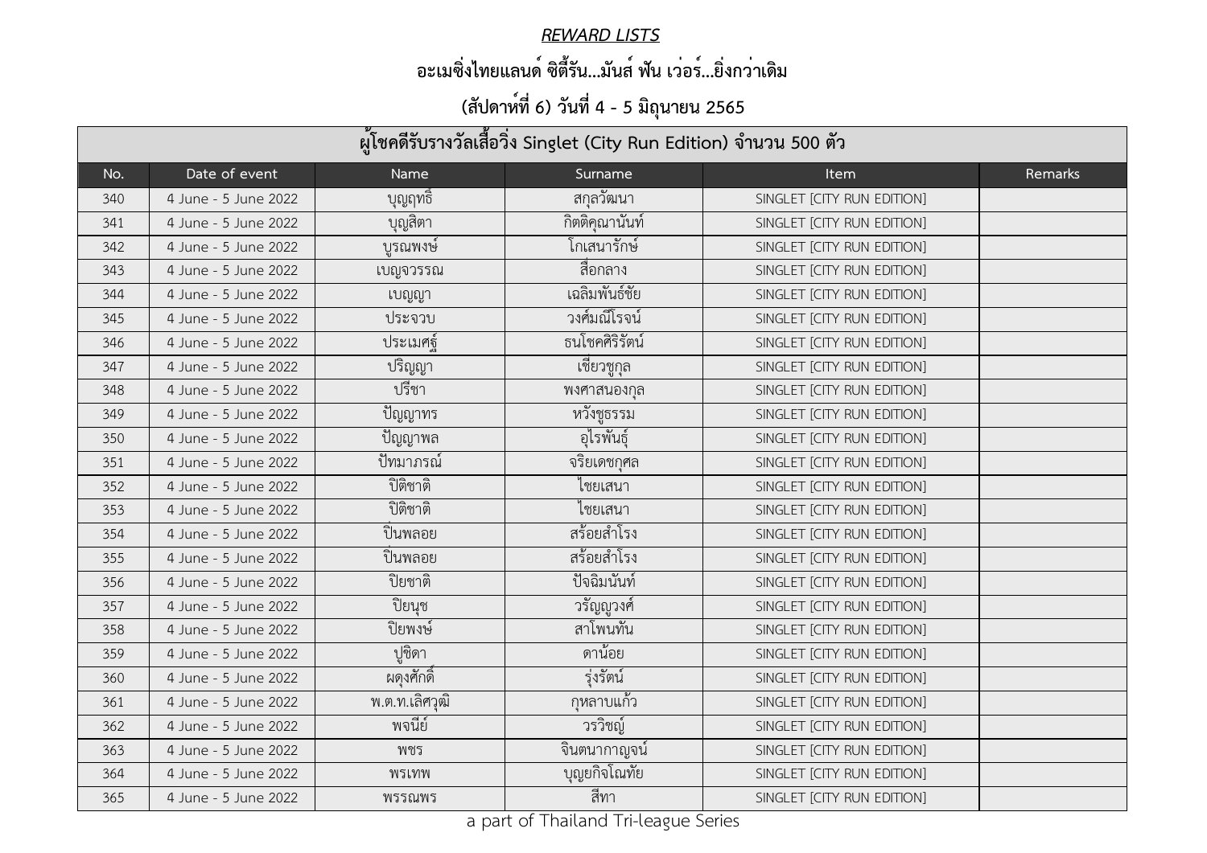***REWARD LISTS***

**อะเมซิ่งไทยแลนด์ ซิตี้รัน...มันส์ ฟัน เว่อร์...ยิ่งกว่าเดิม**

**(สัปดาห์ที่ 6) วันที่ 4 - 5 มิถุนายน 2565**

| ผู้โชคดีรับรางวัลเสื้อวิ่ง Singlet (City Run Edition) จำนวน 500 ตัว | | | | | |
|---|---|---|---|---|---|
| No. | Date of event | Name | Surname | Item | Remarks |
| 340 | 4 June - 5 June 2022 | บุญฤทธิ์ | สกุลวัฒนา | SINGLET [CITY RUN EDITION] | |
| 341 | 4 June - 5 June 2022 | บุญสิตา | กิตติคุณานันท์ | SINGLET [CITY RUN EDITION] | |
| 342 | 4 June - 5 June 2022 | บูรณพงษ์ | โกเสนารักษ์ | SINGLET [CITY RUN EDITION] | |
| 343 | 4 June - 5 June 2022 | เบญจวรรณ | สื่อกลาง | SINGLET [CITY RUN EDITION] | |
| 344 | 4 June - 5 June 2022 | เบญญา | เฉลิมพันธ์ชัย | SINGLET [CITY RUN EDITION] | |
| 345 | 4 June - 5 June 2022 | ประจวบ | วงศ์มณีโรจน์ | SINGLET [CITY RUN EDITION] | |
| 346 | 4 June - 5 June 2022 | ประเมศฐ์ | ธนโชคศิริรัตน์ | SINGLET [CITY RUN EDITION] | |
| 347 | 4 June - 5 June 2022 | ปริญญา | เชี่ยวชูกุล | SINGLET [CITY RUN EDITION] | |
| 348 | 4 June - 5 June 2022 | ปรีชา | พงศาสนองกุล | SINGLET [CITY RUN EDITION] | |
| 349 | 4 June - 5 June 2022 | ปัญญาทร | หวังชูธรรม | SINGLET [CITY RUN EDITION] | |
| 350 | 4 June - 5 June 2022 | ปัญญาพล | อุไรพันธุ์ | SINGLET [CITY RUN EDITION] | |
| 351 | 4 June - 5 June 2022 | ปัทมาภรณ์ | จริยเดชกุศล | SINGLET [CITY RUN EDITION] | |
| 352 | 4 June - 5 June 2022 | ปิติชาติ | ไชยเสนา | SINGLET [CITY RUN EDITION] | |
| 353 | 4 June - 5 June 2022 | ปิติชาติ | ไชยเสนา | SINGLET [CITY RUN EDITION] | |
| 354 | 4 June - 5 June 2022 | ปิ่นพลอย | สร้อยสำโรง | SINGLET [CITY RUN EDITION] | |
| 355 | 4 June - 5 June 2022 | ปิ่นพลอย | สร้อยสำโรง | SINGLET [CITY RUN EDITION] | |
| 356 | 4 June - 5 June 2022 | ปิยชาติ | ปัจฉิมนันท์ | SINGLET [CITY RUN EDITION] | |
| 357 | 4 June - 5 June 2022 | ปิยนุช | วรัญญูวงศ์ | SINGLET [CITY RUN EDITION] | |
| 358 | 4 June - 5 June 2022 | ปิยพงษ์ | สาโพนทัน | SINGLET [CITY RUN EDITION] | |
| 359 | 4 June - 5 June 2022 | ปูชิตา | ดาน้อย | SINGLET [CITY RUN EDITION] | |
| 360 | 4 June - 5 June 2022 | ผดุงศักดิ์ | รุ่งรัตน์ | SINGLET [CITY RUN EDITION] | |
| 361 | 4 June - 5 June 2022 | พ.ต.ท.เลิศวุฒิ | กุหลาบแก้ว | SINGLET [CITY RUN EDITION] | |
| 362 | 4 June - 5 June 2022 | พจนีย์ | วรวิชญ์ | SINGLET [CITY RUN EDITION] | |
| 363 | 4 June - 5 June 2022 | พชร | จินตนากาญจน์ | SINGLET [CITY RUN EDITION] | |
| 364 | 4 June - 5 June 2022 | พรเทพ | บุญยกิจโณทัย | SINGLET [CITY RUN EDITION] | |
| 365 | 4 June - 5 June 2022 | พรรณพร | สีทา | SINGLET [CITY RUN EDITION] | |

a part of Thailand Tri-league Series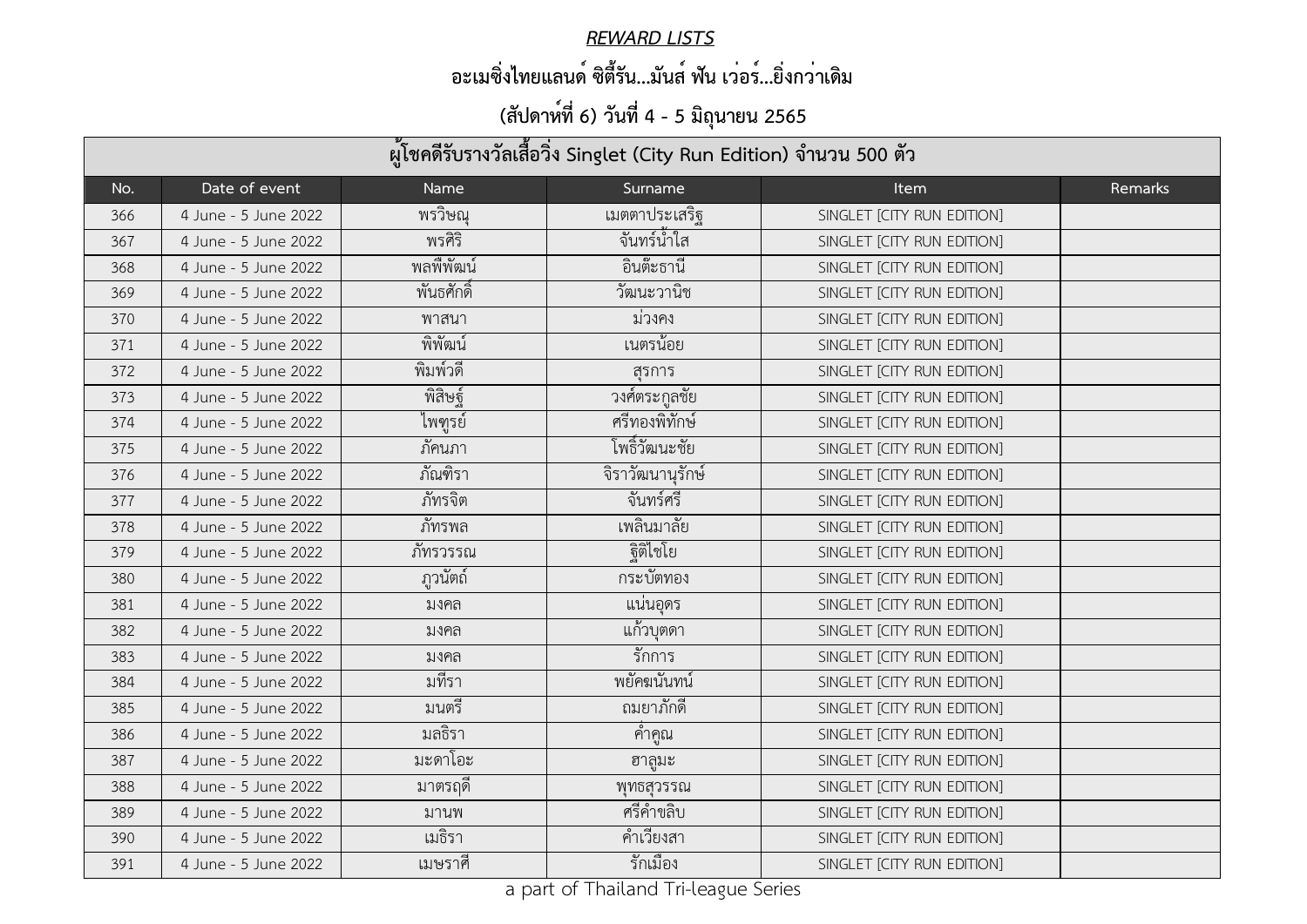## *REWARD LISTS*

## อะเมซิ่งไทยแลนด์ ซิตี้รัน...มันส์ ฟัน เว่อร์...ยิ่งกว่าเดิม

## (สัปดาห์ที่ 6) วันที่ 4 - 5 มิถุนายน 2565

| ผู้โชคดีรับรางวัลเสื้อวิ่ง Singlet (City Run Edition) จำนวน 500 ตัว | | | | | |
|---|---|---|---|---|---|
| No. | Date of event | Name | Surname | Item | Remarks |
| 366 | 4 June - 5 June 2022 | พรวิษณุ | เมตตาประเสริฐ | SINGLET [CITY RUN EDITION] | |
| 367 | 4 June - 5 June 2022 | พรศิริ | จันทร์น้ำใส | SINGLET [CITY RUN EDITION] | |
| 368 | 4 June - 5 June 2022 | พลพีพัฒน์ | อินติ๊ะธานี | SINGLET [CITY RUN EDITION] | |
| 369 | 4 June - 5 June 2022 | พันธศักดิ์ | วัฒนะวานิช | SINGLET [CITY RUN EDITION] | |
| 370 | 4 June - 5 June 2022 | พาสนา | ม่วงคง | SINGLET [CITY RUN EDITION] | |
| 371 | 4 June - 5 June 2022 | พิพัฒน์ | เนตรน้อย | SINGLET [CITY RUN EDITION] | |
| 372 | 4 June - 5 June 2022 | พิมพ์วดี | สุรการ | SINGLET [CITY RUN EDITION] | |
| 373 | 4 June - 5 June 2022 | พิสิษฐ์ | วงศ์ตระกูลชัย | SINGLET [CITY RUN EDITION] | |
| 374 | 4 June - 5 June 2022 | ไพฑูรย์ | ศรีทองพิทักษ์ | SINGLET [CITY RUN EDITION] | |
| 375 | 4 June - 5 June 2022 | ภัคนภา | โพธิ์วัฒนะชัย | SINGLET [CITY RUN EDITION] | |
| 376 | 4 June - 5 June 2022 | ภัณฑิรา | จิราวัฒนานุรักษ์ | SINGLET [CITY RUN EDITION] | |
| 377 | 4 June - 5 June 2022 | ภัทรจิต | จันทร์ศรี | SINGLET [CITY RUN EDITION] | |
| 378 | 4 June - 5 June 2022 | ภัทรพล | เพลินมาลัย | SINGLET [CITY RUN EDITION] | |
| 379 | 4 June - 5 June 2022 | ภัทรวรรณ | ฐิติไชโย | SINGLET [CITY RUN EDITION] | |
| 380 | 4 June - 5 June 2022 | ภูวนัตถ์ | กระบัตทอง | SINGLET [CITY RUN EDITION] | |
| 381 | 4 June - 5 June 2022 | มงคล | แน่นอุดร | SINGLET [CITY RUN EDITION] | |
| 382 | 4 June - 5 June 2022 | มงคล | แก้วบุตดา | SINGLET [CITY RUN EDITION] | |
| 383 | 4 June - 5 June 2022 | มงคล | รักการ | SINGLET [CITY RUN EDITION] | |
| 384 | 4 June - 5 June 2022 | มทีรา | พยัคฆนันทน์ | SINGLET [CITY RUN EDITION] | |
| 385 | 4 June - 5 June 2022 | มนตรี | ฉมยาภักดี | SINGLET [CITY RUN EDITION] | |
| 386 | 4 June - 5 June 2022 | มลธิรา | คำคูณ | SINGLET [CITY RUN EDITION] | |
| 387 | 4 June - 5 June 2022 | มะดาโอะ | ฮาลูมะ | SINGLET [CITY RUN EDITION] | |
| 388 | 4 June - 5 June 2022 | มาตรฤดี | พุทธสุวรรณ | SINGLET [CITY RUN EDITION] | |
| 389 | 4 June - 5 June 2022 | มานพ | ศรีคำขลิบ | SINGLET [CITY RUN EDITION] | |
| 390 | 4 June - 5 June 2022 | เมธิรา | คำเวียงสา | SINGLET [CITY RUN EDITION] | |
| 391 | 4 June - 5 June 2022 | เมษราศี | รักเมือง | SINGLET [CITY RUN EDITION] | |

a part of Thailand Tri-league Series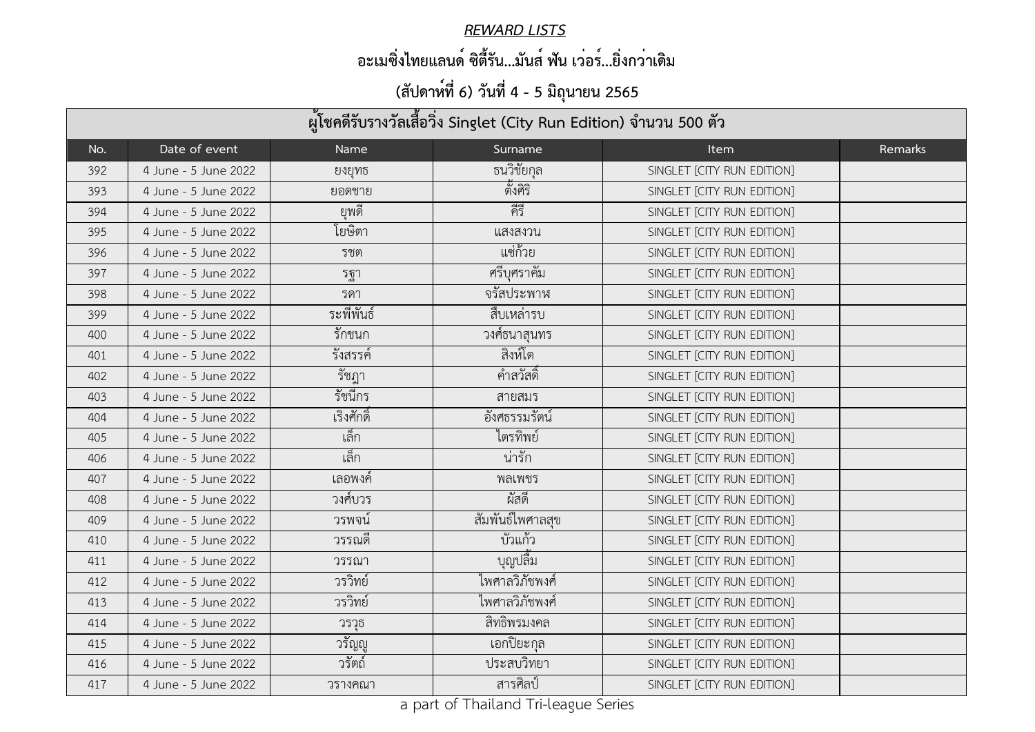***REWARD LISTS***

## อะเมซิ่งไทยแลนด์ ซิตี้รัน...มันส์ ฟัน เว่อร์...ยิ่งกว่าเดิม

## (สัปดาห์ที่ 6) วันที่ 4 - 5 มิถุนายน 2565

| ผู้โชคดีรับรางวัลเสื้อวิ่ง Singlet (City Run Edition) จำนวน 500 ตัว | | | | | |
|---|---|---|---|---|---|
| No. | Date of event | Name | Surname | Item | Remarks |
| 392 | 4 June - 5 June 2022 | ยงยุทธ | ธนวิชัยกุล | SINGLET [CITY RUN EDITION] | |
| 393 | 4 June - 5 June 2022 | ยอดชาย | ตั้งศิริ | SINGLET [CITY RUN EDITION] | |
| 394 | 4 June - 5 June 2022 | ยุพดี | คีรี | SINGLET [CITY RUN EDITION] | |
| 395 | 4 June - 5 June 2022 | โยษิตา | แสงสงวน | SINGLET [CITY RUN EDITION] | |
| 396 | 4 June - 5 June 2022 | รชต | แซ่ก้วย | SINGLET [CITY RUN EDITION] | |
| 397 | 4 June - 5 June 2022 | รฐา | ศรีบุศราคัม | SINGLET [CITY RUN EDITION] | |
| 398 | 4 June - 5 June 2022 | รดา | จรัสประพาฬ | SINGLET [CITY RUN EDITION] | |
| 399 | 4 June - 5 June 2022 | ระพีพันธ์ | สืบเหล่ารบ | SINGLET [CITY RUN EDITION] | |
| 400 | 4 June - 5 June 2022 | รักชนก | วงศ์ธนาสุนทร | SINGLET [CITY RUN EDITION] | |
| 401 | 4 June - 5 June 2022 | รังสรรค์ | สิงห์โต | SINGLET [CITY RUN EDITION] | |
| 402 | 4 June - 5 June 2022 | รัชฎา | คำสวัสดิ์ | SINGLET [CITY RUN EDITION] | |
| 403 | 4 June - 5 June 2022 | รัชนีกร | สายสมร | SINGLET [CITY RUN EDITION] | |
| 404 | 4 June - 5 June 2022 | เริงศักดิ์ | อังศธรรมรัตน์ | SINGLET [CITY RUN EDITION] | |
| 405 | 4 June - 5 June 2022 | เล็ก | ไตรทิพย์ | SINGLET [CITY RUN EDITION] | |
| 406 | 4 June - 5 June 2022 | เล็ก | น่ารัก | SINGLET [CITY RUN EDITION] | |
| 407 | 4 June - 5 June 2022 | เลอพงค์ | พลเพชร | SINGLET [CITY RUN EDITION] | |
| 408 | 4 June - 5 June 2022 | วงศ์บวร | ผัสดี | SINGLET [CITY RUN EDITION] | |
| 409 | 4 June - 5 June 2022 | วรพจน์ | สัมพันธ์ไพศาลสุข | SINGLET [CITY RUN EDITION] | |
| 410 | 4 June - 5 June 2022 | วรรณดี | บัวแก้ว | SINGLET [CITY RUN EDITION] | |
| 411 | 4 June - 5 June 2022 | วรรณา | บุญปลื้ม | SINGLET [CITY RUN EDITION] | |
| 412 | 4 June - 5 June 2022 | วรวิทย์ | ไพศาลวิภัชพงศ์ | SINGLET [CITY RUN EDITION] | |
| 413 | 4 June - 5 June 2022 | วรวิทย์ | ไพศาลวิภัชพงศ์ | SINGLET [CITY RUN EDITION] | |
| 414 | 4 June - 5 June 2022 | วรวุธ | สิทธิพรมงคล | SINGLET [CITY RUN EDITION] | |
| 415 | 4 June - 5 June 2022 | วรัญญู | เอกปิยะกุล | SINGLET [CITY RUN EDITION] | |
| 416 | 4 June - 5 June 2022 | วรัตถ์ | ประสบวิทยา | SINGLET [CITY RUN EDITION] | |
| 417 | 4 June - 5 June 2022 | วรางคณา | สารศิลป์ | SINGLET [CITY RUN EDITION] | |

a part of Thailand Tri-league Series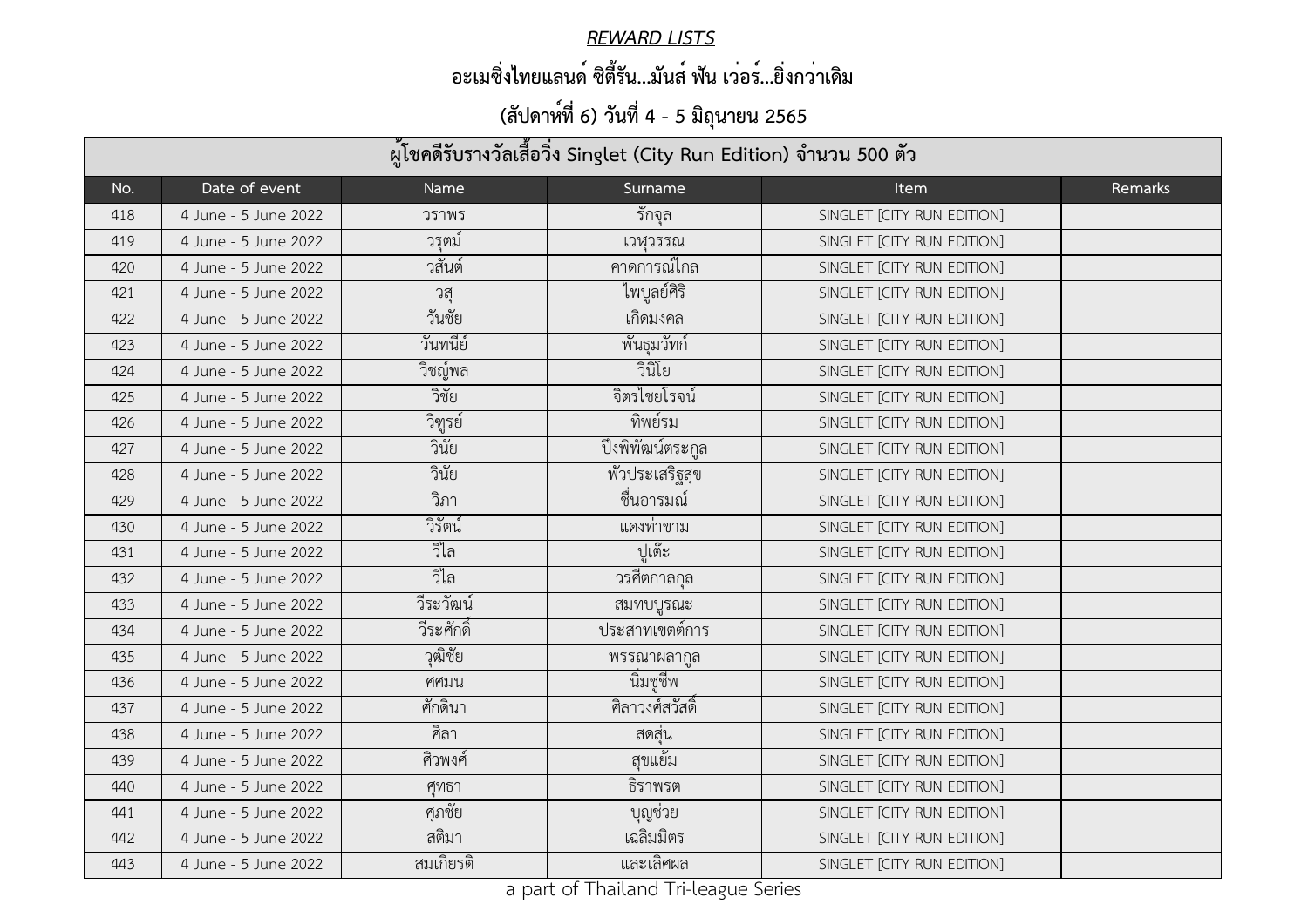***REWARD LISTS***

**อะเมซิ่งไทยแลนด์ ซิตี้รัน...มันส์ ฟัน เว่อร์...ยิ่งกว่าเดิม**

**(สัปดาห์ที่ 6) วันที่ 4 - 5 มิถุนายน 2565**

| ผู้โชคดีรับรางวัลเสื้อวิ่ง Singlet (City Run Edition) จำนวน 500 ตัว | | | | | |
|---|---|---|---|---|---|
| No. | Date of event | Name | Surname | Item | Remarks |
| 418 | 4 June - 5 June 2022 | วราพร | รักจุล | SINGLET [CITY RUN EDITION] | |
| 419 | 4 June - 5 June 2022 | วรุตม์ | เวหุวรรณ | SINGLET [CITY RUN EDITION] | |
| 420 | 4 June - 5 June 2022 | วสันต์ | คาดการณ์ไกล | SINGLET [CITY RUN EDITION] | |
| 421 | 4 June - 5 June 2022 | วสุ | ไพบูลย์ศิริ | SINGLET [CITY RUN EDITION] | |
| 422 | 4 June - 5 June 2022 | วันชัย | เกิดมงคล | SINGLET [CITY RUN EDITION] | |
| 423 | 4 June - 5 June 2022 | วันทนีย์ | พันธุมวัทก์ | SINGLET [CITY RUN EDITION] | |
| 424 | 4 June - 5 June 2022 | วิชญ์พล | วินิโย | SINGLET [CITY RUN EDITION] | |
| 425 | 4 June - 5 June 2022 | วิชัย | จิตรไชยโรจน์ | SINGLET [CITY RUN EDITION] | |
| 426 | 4 June - 5 June 2022 | วิฑูรย์ | ทิพย์รม | SINGLET [CITY RUN EDITION] | |
| 427 | 4 June - 5 June 2022 | วินัย | ปึงพิพัฒน์ตระกูล | SINGLET [CITY RUN EDITION] | |
| 428 | 4 June - 5 June 2022 | วินัย | พัวประเสริฐสุข | SINGLET [CITY RUN EDITION] | |
| 429 | 4 June - 5 June 2022 | วิภา | ชื่นอารมณ์ | SINGLET [CITY RUN EDITION] | |
| 430 | 4 June - 5 June 2022 | วิรัตน์ | แดงท่าขาม | SINGLET [CITY RUN EDITION] | |
| 431 | 4 June - 5 June 2022 | วิไล | ปูเต๊ะ | SINGLET [CITY RUN EDITION] | |
| 432 | 4 June - 5 June 2022 | วิไล | วรศีตกาลกุล | SINGLET [CITY RUN EDITION] | |
| 433 | 4 June - 5 June 2022 | วีระวัฒน์ | สมทบบูรณะ | SINGLET [CITY RUN EDITION] | |
| 434 | 4 June - 5 June 2022 | วีระศักดิ์ | ประสาทเขตต์การ | SINGLET [CITY RUN EDITION] | |
| 435 | 4 June - 5 June 2022 | วุฒิชัย | พรรณาผลากูล | SINGLET [CITY RUN EDITION] | |
| 436 | 4 June - 5 June 2022 | ศศมน | นิ่มชูชีพ | SINGLET [CITY RUN EDITION] | |
| 437 | 4 June - 5 June 2022 | ศักดินา | ศิลาวงศ์สวัสดิ์ | SINGLET [CITY RUN EDITION] | |
| 438 | 4 June - 5 June 2022 | ศิลา | สดสุ่น | SINGLET [CITY RUN EDITION] | |
| 439 | 4 June - 5 June 2022 | ศิวพงศ์ | สุขแย้ม | SINGLET [CITY RUN EDITION] | |
| 440 | 4 June - 5 June 2022 | ศุทธา | ธิราพรต | SINGLET [CITY RUN EDITION] | |
| 441 | 4 June - 5 June 2022 | ศุภชัย | บุญช่วย | SINGLET [CITY RUN EDITION] | |
| 442 | 4 June - 5 June 2022 | สติมา | เฉลิมมิตร | SINGLET [CITY RUN EDITION] | |
| 443 | 4 June - 5 June 2022 | สมเกียรติ | และเลิศผล | SINGLET [CITY RUN EDITION] | |

a part of Thailand Tri-league Series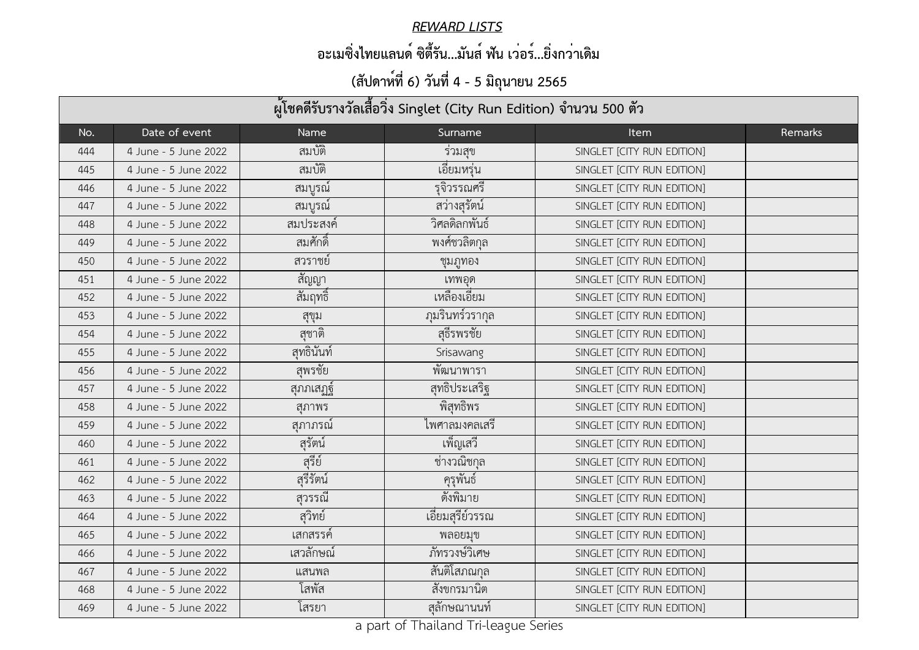***REWARD LISTS***

**อะเมซิ่งไทยแลนด์ ซิตี้รัน...มันส์ ฟัน เว่อร์...ยิ่งกว่าเดิม**

**(สัปดาห์ที่ 6) วันที่ 4 - 5 มิถุนายน 2565**

| ผู้โชคดีรับรางวัลเสื้อวิ่ง Singlet (City Run Edition) จำนวน 500 ตัว | | | | | |
|---|---|---|---|---|---|
| No. | Date of event | Name | Surname | Item | Remarks |
| 444 | 4 June - 5 June 2022 | สมบัติ | ร่วมสุข | SINGLET [CITY RUN EDITION] | |
| 445 | 4 June - 5 June 2022 | สมบัติ | เอี่ยมหรุ่น | SINGLET [CITY RUN EDITION] | |
| 446 | 4 June - 5 June 2022 | สมบูรณ์ | รุจิวรรณศรี | SINGLET [CITY RUN EDITION] | |
| 447 | 4 June - 5 June 2022 | สมบูรณ์ | สว่างสุรัตน์ | SINGLET [CITY RUN EDITION] | |
| 448 | 4 June - 5 June 2022 | สมประสงค์ | วิศลดิลกพันธ์ | SINGLET [CITY RUN EDITION] | |
| 449 | 4 June - 5 June 2022 | สมศักดิ์ | พงศ์ชวลิตกุล | SINGLET [CITY RUN EDITION] | |
| 450 | 4 June - 5 June 2022 | สวราชย์ | ชุมภูทอง | SINGLET [CITY RUN EDITION] | |
| 451 | 4 June - 5 June 2022 | สัญญา | เทพอุด | SINGLET [CITY RUN EDITION] | |
| 452 | 4 June - 5 June 2022 | สัมฤทธิ์ | เหลืองเอี่ยม | SINGLET [CITY RUN EDITION] | |
| 453 | 4 June - 5 June 2022 | สุขุม | ภุมรินทร์วรากุล | SINGLET [CITY RUN EDITION] | |
| 454 | 4 June - 5 June 2022 | สุชาติ | สุธีรพรชัย | SINGLET [CITY RUN EDITION] | |
| 455 | 4 June - 5 June 2022 | สุทธินันท์ | Srisawang | SINGLET [CITY RUN EDITION] | |
| 456 | 4 June - 5 June 2022 | สุพรชัย | พัฒนาพารา | SINGLET [CITY RUN EDITION] | |
| 457 | 4 June - 5 June 2022 | สุภเสฏฐ์ | สุทธิประเสริฐ | SINGLET [CITY RUN EDITION] | |
| 458 | 4 June - 5 June 2022 | สุภาพร | พิสุทธิพร | SINGLET [CITY RUN EDITION] | |
| 459 | 4 June - 5 June 2022 | สุภาภรณ์ | ไพศาลมงคลเสรี | SINGLET [CITY RUN EDITION] | |
| 460 | 4 June - 5 June 2022 | สุรัตน์ | เพ็ญเสวี | SINGLET [CITY RUN EDITION] | |
| 461 | 4 June - 5 June 2022 | สุรีย์ | ช่างวณิชกุล | SINGLET [CITY RUN EDITION] | |
| 462 | 4 June - 5 June 2022 | สุรีรัตน์ | คุรุพันธ์ | SINGLET [CITY RUN EDITION] | |
| 463 | 4 June - 5 June 2022 | สุวรรณี | ดังพิมาย | SINGLET [CITY RUN EDITION] | |
| 464 | 4 June - 5 June 2022 | สุวิทย์ | เอี่ยมสุรีย์วรรณ | SINGLET [CITY RUN EDITION] | |
| 465 | 4 June - 5 June 2022 | เสกสรรค์ | พลอยมุข | SINGLET [CITY RUN EDITION] | |
| 466 | 4 June - 5 June 2022 | เสวลักษณ์ | ภัทรวงษ์วิเศษ | SINGLET [CITY RUN EDITION] | |
| 467 | 4 June - 5 June 2022 | แสนพล | สันติโสภณกุล | SINGLET [CITY RUN EDITION] | |
| 468 | 4 June - 5 June 2022 | โสพัส | สังขกรมานิต | SINGLET [CITY RUN EDITION] | |
| 469 | 4 June - 5 June 2022 | โสรยา | สุลักษณานนท์ | SINGLET [CITY RUN EDITION] | |

a part of Thailand Tri-league Series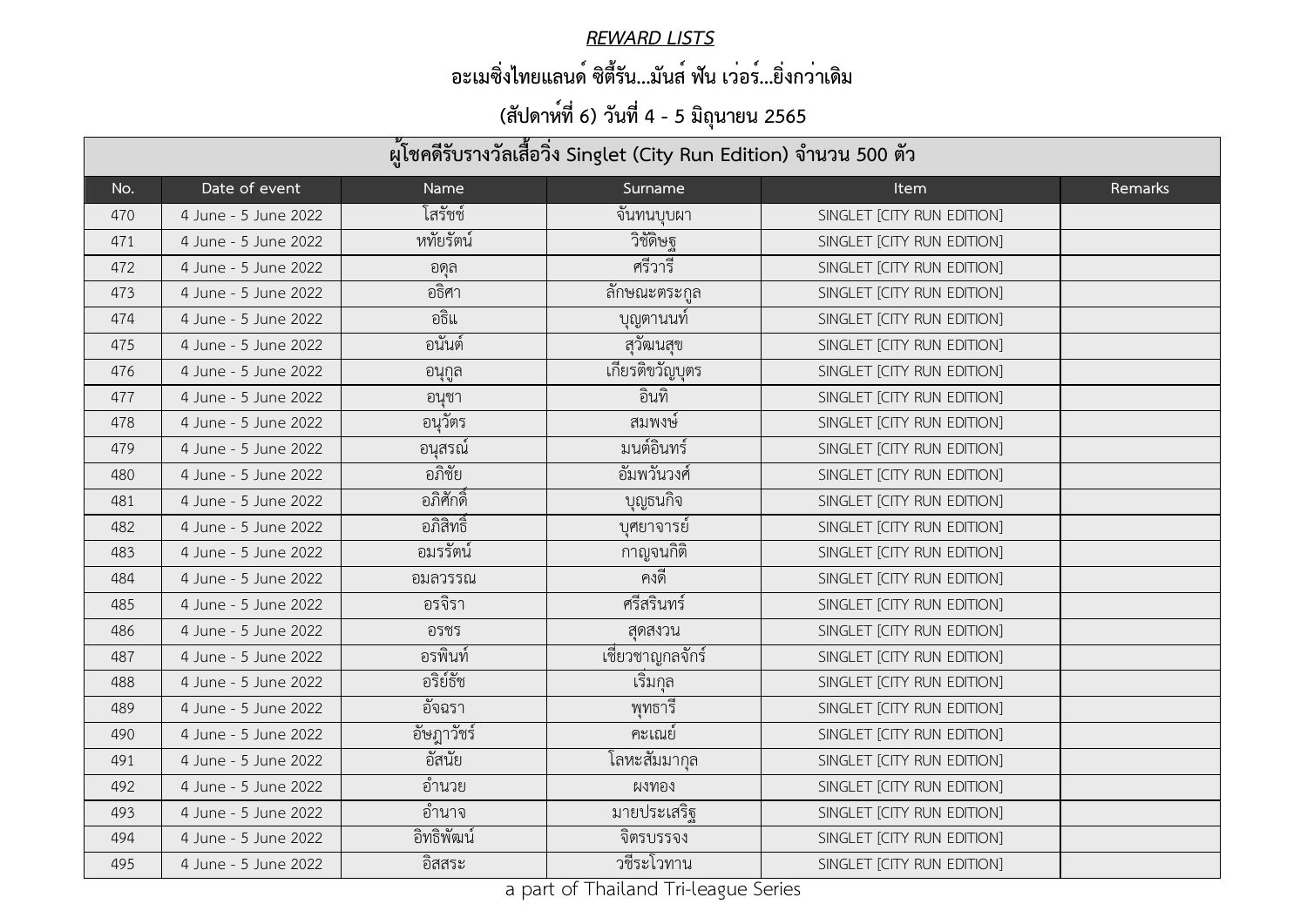***REWARD LISTS***

**อะเมซิ่งไทยแลนด์ ซิตี้รัน...มันส์ ฟัน เว่อร์...ยิ่งกว่าเดิม**

**(สัปดาห์ที่ 6) วันที่ 4 - 5 มิถุนายน 2565**

| ผู้โชคดีรับรางวัลเสื้อวิ่ง Singlet (City Run Edition) จำนวน 500 ตัว | | | | | |
|---|---|---|---|---|---|
| No. | Date of event | Name | Surname | Item | Remarks |
| 470 | 4 June - 5 June 2022 | โสรัชช์ | จันทนบุบผา | SINGLET [CITY RUN EDITION] | |
| 471 | 4 June - 5 June 2022 | หทัยรัตน์ | วิชัดิษฐ | SINGLET [CITY RUN EDITION] | |
| 472 | 4 June - 5 June 2022 | อดุล | ศรีวารี | SINGLET [CITY RUN EDITION] | |
| 473 | 4 June - 5 June 2022 | อธิศา | ลักษณะตระกูล | SINGLET [CITY RUN EDITION] | |
| 474 | 4 June - 5 June 2022 | อธิแ | บุญตานนท์ | SINGLET [CITY RUN EDITION] | |
| 475 | 4 June - 5 June 2022 | อนันต์ | สุวัฒนสุข | SINGLET [CITY RUN EDITION] | |
| 476 | 4 June - 5 June 2022 | อนุกูล | เกียรติขวัญบุตร | SINGLET [CITY RUN EDITION] | |
| 477 | 4 June - 5 June 2022 | อนุชา | อินทิ | SINGLET [CITY RUN EDITION] | |
| 478 | 4 June - 5 June 2022 | อนุวัตร | สมพงษ์ | SINGLET [CITY RUN EDITION] | |
| 479 | 4 June - 5 June 2022 | อนุสรณ์ | มนต์อินทร์ | SINGLET [CITY RUN EDITION] | |
| 480 | 4 June - 5 June 2022 | อภิชัย | อัมพวันวงศ์ | SINGLET [CITY RUN EDITION] | |
| 481 | 4 June - 5 June 2022 | อภิศักดิ์ | บุญธนกิจ | SINGLET [CITY RUN EDITION] | |
| 482 | 4 June - 5 June 2022 | อภิสิทธิ์ | บุศยาจารย์ | SINGLET [CITY RUN EDITION] | |
| 483 | 4 June - 5 June 2022 | อมรรัตน์ | กาญจนกิติ | SINGLET [CITY RUN EDITION] | |
| 484 | 4 June - 5 June 2022 | อมลวรรณ | คงดี | SINGLET [CITY RUN EDITION] | |
| 485 | 4 June - 5 June 2022 | อรจิรา | ศรีสรินทร์ | SINGLET [CITY RUN EDITION] | |
| 486 | 4 June - 5 June 2022 | อรชร | สุดสงวน | SINGLET [CITY RUN EDITION] | |
| 487 | 4 June - 5 June 2022 | อรพินท์ | เชี่ยวชาญกลจักร์ | SINGLET [CITY RUN EDITION] | |
| 488 | 4 June - 5 June 2022 | อริย์ธัช | เริ่มกุล | SINGLET [CITY RUN EDITION] | |
| 489 | 4 June - 5 June 2022 | อัจฉรา | พุทธารี | SINGLET [CITY RUN EDITION] | |
| 490 | 4 June - 5 June 2022 | อัษฎาวัชร์ | คะเณย์ | SINGLET [CITY RUN EDITION] | |
| 491 | 4 June - 5 June 2022 | อัสนัย | โลหะสัมมากุล | SINGLET [CITY RUN EDITION] | |
| 492 | 4 June - 5 June 2022 | อำนวย | ผงทอง | SINGLET [CITY RUN EDITION] | |
| 493 | 4 June - 5 June 2022 | อำนาจ | มายประเสริฐ | SINGLET [CITY RUN EDITION] | |
| 494 | 4 June - 5 June 2022 | อิทธิพัฒน์ | จิตรบรรจง | SINGLET [CITY RUN EDITION] | |
| 495 | 4 June - 5 June 2022 | อิสสระ | วชีระโวทาน | SINGLET [CITY RUN EDITION] | |

a part of Thailand Tri-league Series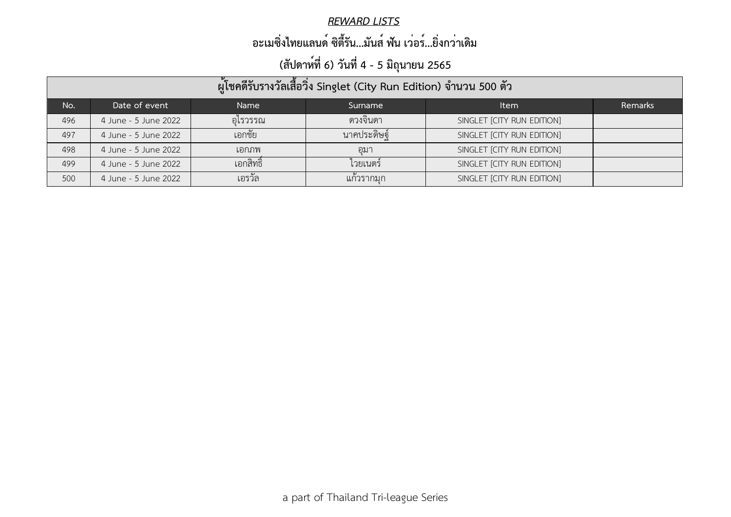## *REWARD LISTS*

## อะเมซิ่งไทยแลนด์ ซิตี้รัน...มันส์ ฟัน เว่อร์...ยิ่งกว่าเดิม

## (สัปดาห์ที่ 6) วันที่ 4 - 5 มิถุนายน 2565

| ผู้โชคดีรับรางวัลเสื้อวิ่ง Singlet (City Run Edition) จำนวน 500 ตัว | | | | | |
|---|---|---|---|---|---|
| No. | Date of event | Name | Surname | Item | Remarks |
| 496 | 4 June - 5 June 2022 | อุไรวรรณ | ดวงจินดา | SINGLET [CITY RUN EDITION] | |
| 497 | 4 June - 5 June 2022 | เอกชัย | นาคประดิษฐ์ | SINGLET [CITY RUN EDITION] | |
| 498 | 4 June - 5 June 2022 | เอกภพ | อุมา | SINGLET [CITY RUN EDITION] | |
| 499 | 4 June - 5 June 2022 | เอกสิทธิ์ | ไวยเนตร์ | SINGLET [CITY RUN EDITION] | |
| 500 | 4 June - 5 June 2022 | เอรวัล | แก้วรากมุก | SINGLET [CITY RUN EDITION] | |

a part of Thailand Tri-league Series